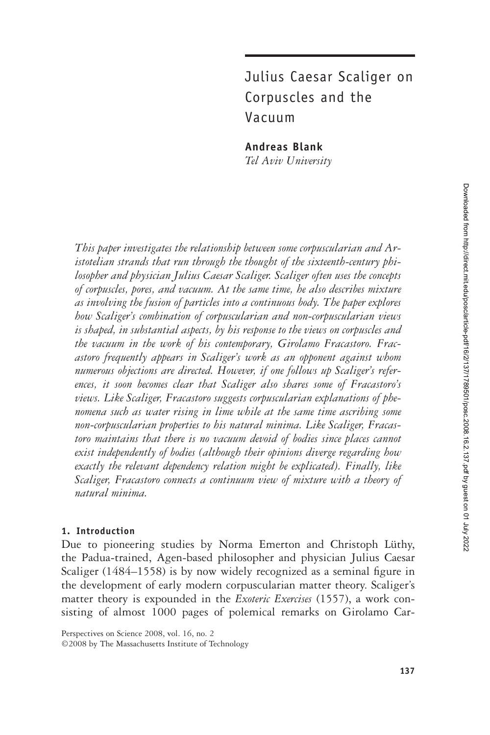# Julius Caesar Scaliger on Corpuscles and the Vacuum

**Andreas Blank**
*Tel Aviv University*

*This paper investigates the relationship between some corpuscularian and Aristotelian strands that run through the thought of the sixteenth-century philosopher and physician Julius Caesar Scaliger. Scaliger often uses the concepts of corpuscles, pores, and vacuum. At the same time, he also describes mixture as involving the fusion of particles into a continuous body. The paper explores how Scaliger's combination of corpuscularian and non-corpuscularian views is shaped, in substantial aspects, by his response to the views on corpuscles and the vacuum in the work of his contemporary, Girolamo Fracastoro. Fracastoro frequently appears in Scaliger's work as an opponent against whom numerous objections are directed. However, if one follows up Scaliger's references, it soon becomes clear that Scaliger also shares some of Fracastoro's views. Like Scaliger, Fracastoro suggests corpuscularian explanations of phenomena such as water rising in lime while at the same time ascribing some non-corpuscularian properties to his natural minima. Like Scaliger, Fracastoro maintains that there is no vacuum devoid of bodies since places cannot exist independently of bodies (although their opinions diverge regarding how exactly the relevant dependency relation might be explicated). Finally, like Scaliger, Fracastoro connects a continuum view of mixture with a theory of natural minima.*

## 1. Introduction

Due to pioneering studies by Norma Emerton and Christoph Lüthy, the Padua-trained, Agen-based philosopher and physician Julius Caesar Scaliger (1484–1558) is by now widely recognized as a seminal figure in the development of early modern corpuscularian matter theory. Scaliger's matter theory is expounded in the *Exoteric Exercises* (1557), a work consisting of almost 1000 pages of polemical remarks on Girolamo Car-

Perspectives on Science 2008, vol. 16, no. 2
©2008 by The Massachusetts Institute of Technology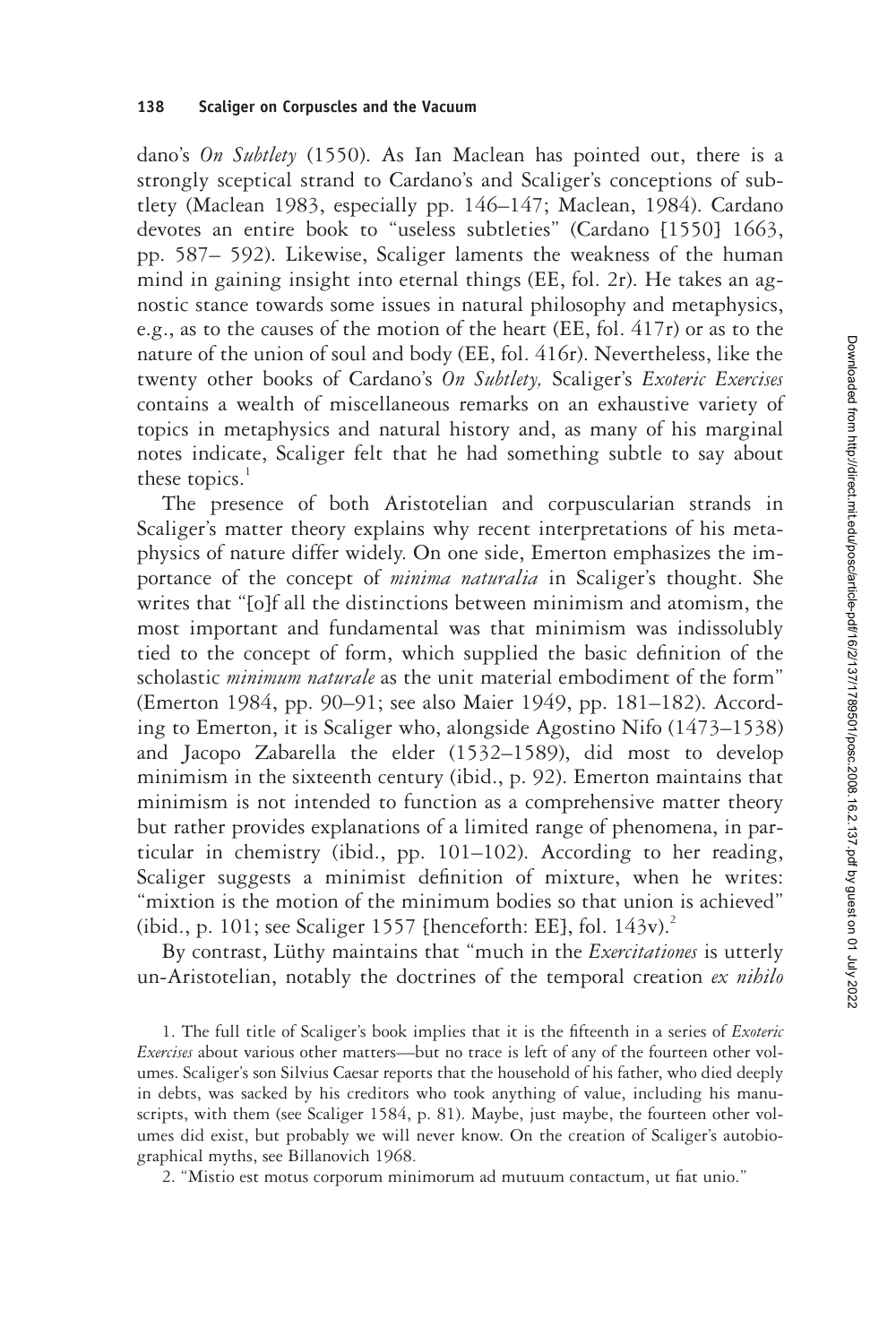dano's *On Subtlety* (1550). As Ian Maclean has pointed out, there is a strongly sceptical strand to Cardano's and Scaliger's conceptions of subtlety (Maclean 1983, especially pp. 146–147; Maclean, 1984). Cardano devotes an entire book to "useless subtleties" (Cardano [1550] 1663, pp. 587– 592). Likewise, Scaliger laments the weakness of the human mind in gaining insight into eternal things (EE, fol. 2r). He takes an agnostic stance towards some issues in natural philosophy and metaphysics, e.g., as to the causes of the motion of the heart (EE, fol. 417r) or as to the nature of the union of soul and body (EE, fol. 416r). Nevertheless, like the twenty other books of Cardano's *On Subtlety,* Scaliger's *Exoteric Exercises* contains a wealth of miscellaneous remarks on an exhaustive variety of topics in metaphysics and natural history and, as many of his marginal notes indicate, Scaliger felt that he had something subtle to say about these topics.[1]

The presence of both Aristotelian and corpuscularian strands in Scaliger's matter theory explains why recent interpretations of his metaphysics of nature differ widely. On one side, Emerton emphasizes the importance of the concept of *minima naturalia* in Scaliger's thought. She writes that "[o]f all the distinctions between minimism and atomism, the most important and fundamental was that minimism was indissolubly tied to the concept of form, which supplied the basic definition of the scholastic *minimum naturale* as the unit material embodiment of the form" (Emerton 1984, pp. 90–91; see also Maier 1949, pp. 181–182). According to Emerton, it is Scaliger who, alongside Agostino Nifo (1473–1538) and Jacopo Zabarella the elder (1532–1589), did most to develop minimism in the sixteenth century (ibid., p. 92). Emerton maintains that minimism is not intended to function as a comprehensive matter theory but rather provides explanations of a limited range of phenomena, in particular in chemistry (ibid., pp. 101–102). According to her reading, Scaliger suggests a minimist definition of mixture, when he writes: "mixtion is the motion of the minimum bodies so that union is achieved" (ibid., p. 101; see Scaliger 1557 [henceforth: EE], fol. 143v).[2]

By contrast, Lüthy maintains that "much in the *Exercitationes* is utterly un-Aristotelian, notably the doctrines of the temporal creation *ex nihilo*

1. The full title of Scaliger's book implies that it is the fifteenth in a series of *Exoteric Exercises* about various other matters—but no trace is left of any of the fourteen other volumes. Scaliger's son Silvius Caesar reports that the household of his father, who died deeply in debts, was sacked by his creditors who took anything of value, including his manuscripts, with them (see Scaliger 1584, p. 81). Maybe, just maybe, the fourteen other volumes did exist, but probably we will never know. On the creation of Scaliger's autobiographical myths, see Billanovich 1968.

2. "Mistio est motus corporum minimorum ad mutuum contactum, ut fiat unio."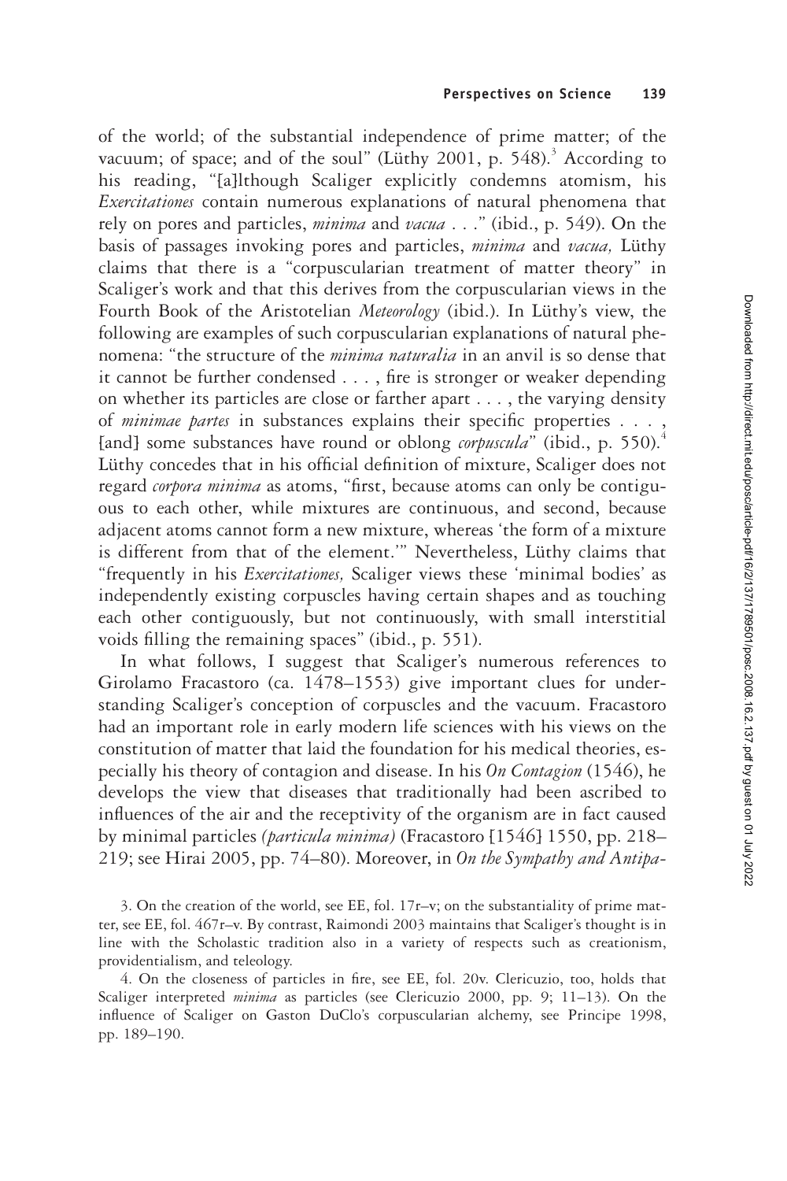of the world; of the substantial independence of prime matter; of the vacuum; of space; and of the soul" (Lüthy 2001, p. 548).[3] According to his reading, "[a]lthough Scaliger explicitly condemns atomism, his *Exercitationes* contain numerous explanations of natural phenomena that rely on pores and particles, *minima* and *vacua* . . ." (ibid., p. 549). On the basis of passages invoking pores and particles, *minima* and *vacua,* Lüthy claims that there is a "corpuscularian treatment of matter theory" in Scaliger's work and that this derives from the corpuscularian views in the Fourth Book of the Aristotelian *Meteorology* (ibid.). In Lüthy's view, the following are examples of such corpuscularian explanations of natural phenomena: "the structure of the *minima naturalia* in an anvil is so dense that it cannot be further condensed . . . , fire is stronger or weaker depending on whether its particles are close or farther apart . . . , the varying density of *minimae partes* in substances explains their specific properties . . . , [and] some substances have round or oblong *corpuscula*" (ibid., p. 550).[4] Lüthy concedes that in his official definition of mixture, Scaliger does not regard *corpora minima* as atoms, "first, because atoms can only be contiguous to each other, while mixtures are continuous, and second, because adjacent atoms cannot form a new mixture, whereas 'the form of a mixture is different from that of the element.'" Nevertheless, Lüthy claims that "frequently in his *Exercitationes,* Scaliger views these 'minimal bodies' as independently existing corpuscles having certain shapes and as touching each other contiguously, but not continuously, with small interstitial voids filling the remaining spaces" (ibid., p. 551).

In what follows, I suggest that Scaliger's numerous references to Girolamo Fracastoro (ca. 1478–1553) give important clues for understanding Scaliger's conception of corpuscles and the vacuum. Fracastoro had an important role in early modern life sciences with his views on the constitution of matter that laid the foundation for his medical theories, especially his theory of contagion and disease. In his *On Contagion* (1546), he develops the view that diseases that traditionally had been ascribed to influences of the air and the receptivity of the organism are in fact caused by minimal particles *(particula minima)* (Fracastoro [1546] 1550, pp. 218–219; see Hirai 2005, pp. 74–80). Moreover, in *On the Sympathy and Antipa-*

3. On the creation of the world, see EE, fol. 17r–v; on the substantiality of prime matter, see EE, fol. 467r–v. By contrast, Raimondi 2003 maintains that Scaliger's thought is in line with the Scholastic tradition also in a variety of respects such as creationism, providentialism, and teleology.

4. On the closeness of particles in fire, see EE, fol. 20v. Clericuzio, too, holds that Scaliger interpreted *minima* as particles (see Clericuzio 2000, pp. 9; 11–13). On the influence of Scaliger on Gaston DuClo's corpuscularian alchemy, see Principe 1998, pp. 189–190.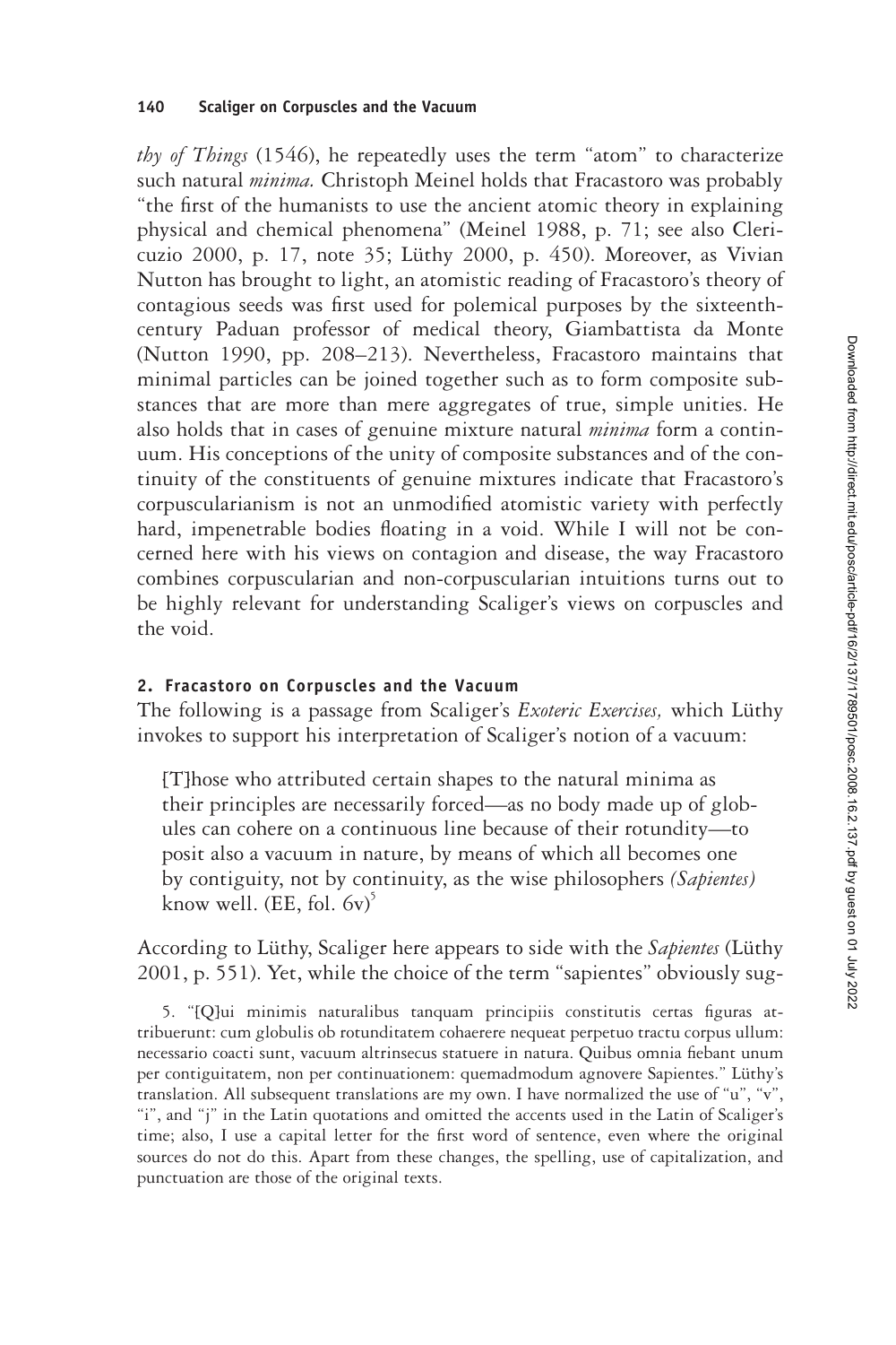*thy of Things* (1546), he repeatedly uses the term "atom" to characterize such natural *minima.* Christoph Meinel holds that Fracastoro was probably "the first of the humanists to use the ancient atomic theory in explaining physical and chemical phenomena" (Meinel 1988, p. 71; see also Clericuzio 2000, p. 17, note 35; Lüthy 2000, p. 450). Moreover, as Vivian Nutton has brought to light, an atomistic reading of Fracastoro's theory of contagious seeds was first used for polemical purposes by the sixteenth-century Paduan professor of medical theory, Giambattista da Monte (Nutton 1990, pp. 208–213). Nevertheless, Fracastoro maintains that minimal particles can be joined together such as to form composite substances that are more than mere aggregates of true, simple unities. He also holds that in cases of genuine mixture natural *minima* form a continuum. His conceptions of the unity of composite substances and of the continuity of the constituents of genuine mixtures indicate that Fracastoro's corpuscularianism is not an unmodified atomistic variety with perfectly hard, impenetrable bodies floating in a void. While I will not be concerned here with his views on contagion and disease, the way Fracastoro combines corpuscularian and non-corpuscularian intuitions turns out to be highly relevant for understanding Scaliger's views on corpuscles and the void.

## 2. Fracastoro on Corpuscles and the Vacuum

The following is a passage from Scaliger's *Exoteric Exercises,* which Lüthy invokes to support his interpretation of Scaliger's notion of a vacuum:

> [T]hose who attributed certain shapes to the natural minima as their principles are necessarily forced—as no body made up of globules can cohere on a continuous line because of their rotundity—to posit also a vacuum in nature, by means of which all becomes one by contiguity, not by continuity, as the wise philosophers *(Sapientes)* know well. (EE, fol. 6v)[5]

According to Lüthy, Scaliger here appears to side with the *Sapientes* (Lüthy 2001, p. 551). Yet, while the choice of the term "sapientes" obviously sug-

5. "[Q]ui minimis naturalibus tanquam principiis constitutis certas figuras attribuerunt: cum globulis ob rotunditatem cohaerere nequeat perpetuo tractu corpus ullum: necessario coacti sunt, vacuum altrinsecus statuere in natura. Quibus omnia fiebant unum per contiguitatem, non per continuationem: quemadmodum agnovere Sapientes." Lüthy's translation. All subsequent translations are my own. I have normalized the use of "u", "v", "i", and "j" in the Latin quotations and omitted the accents used in the Latin of Scaliger's time; also, I use a capital letter for the first word of sentence, even where the original sources do not do this. Apart from these changes, the spelling, use of capitalization, and punctuation are those of the original texts.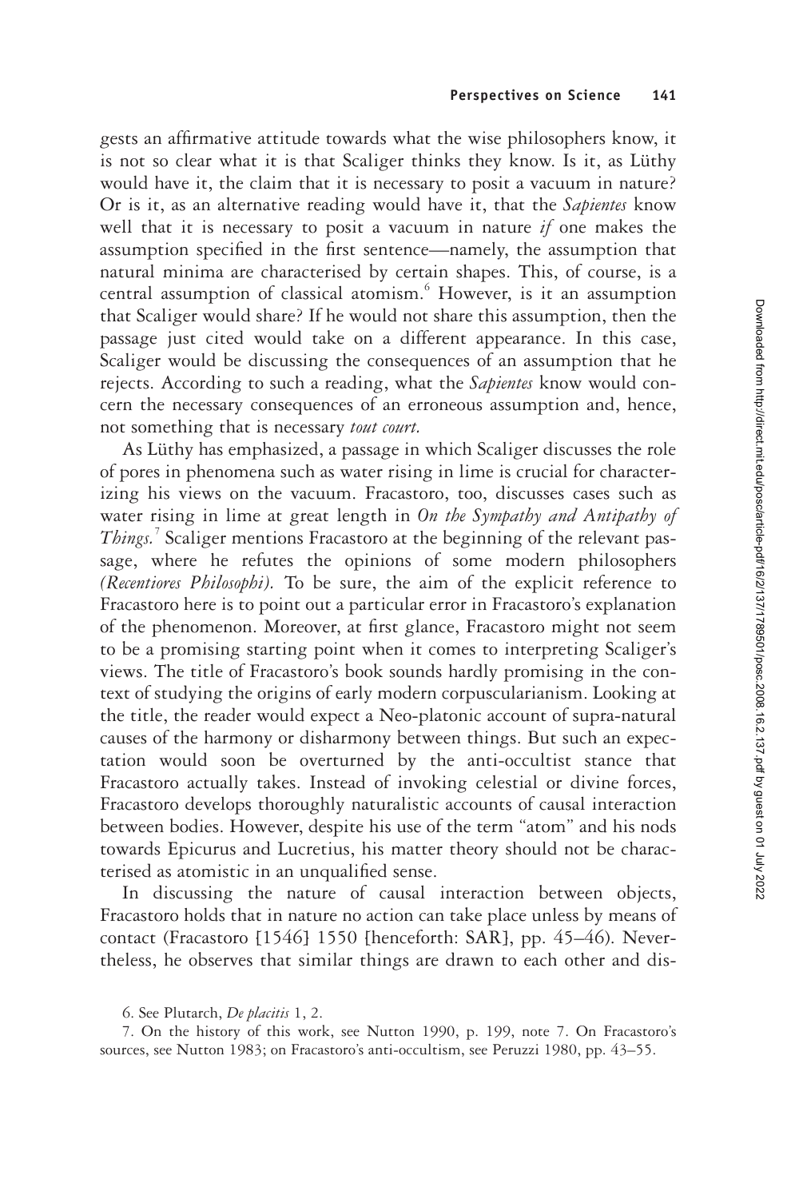gests an affirmative attitude towards what the wise philosophers know, it is not so clear what it is that Scaliger thinks they know. Is it, as Lüthy would have it, the claim that it is necessary to posit a vacuum in nature? Or is it, as an alternative reading would have it, that the *Sapientes* know well that it is necessary to posit a vacuum in nature *if* one makes the assumption specified in the first sentence—namely, the assumption that natural minima are characterised by certain shapes. This, of course, is a central assumption of classical atomism.[6] However, is it an assumption that Scaliger would share? If he would not share this assumption, then the passage just cited would take on a different appearance. In this case, Scaliger would be discussing the consequences of an assumption that he rejects. According to such a reading, what the *Sapientes* know would concern the necessary consequences of an erroneous assumption and, hence, not something that is necessary *tout court.*

As Lüthy has emphasized, a passage in which Scaliger discusses the role of pores in phenomena such as water rising in lime is crucial for characterizing his views on the vacuum. Fracastoro, too, discusses cases such as water rising in lime at great length in *On the Sympathy and Antipathy of Things.*[7] Scaliger mentions Fracastoro at the beginning of the relevant passage, where he refutes the opinions of some modern philosophers *(Recentiores Philosophi).* To be sure, the aim of the explicit reference to Fracastoro here is to point out a particular error in Fracastoro's explanation of the phenomenon. Moreover, at first glance, Fracastoro might not seem to be a promising starting point when it comes to interpreting Scaliger's views. The title of Fracastoro's book sounds hardly promising in the context of studying the origins of early modern corpuscularianism. Looking at the title, the reader would expect a Neo-platonic account of supra-natural causes of the harmony or disharmony between things. But such an expectation would soon be overturned by the anti-occultist stance that Fracastoro actually takes. Instead of invoking celestial or divine forces, Fracastoro develops thoroughly naturalistic accounts of causal interaction between bodies. However, despite his use of the term "atom" and his nods towards Epicurus and Lucretius, his matter theory should not be characterised as atomistic in an unqualified sense.

In discussing the nature of causal interaction between objects, Fracastoro holds that in nature no action can take place unless by means of contact (Fracastoro [1546] 1550 [henceforth: SAR], pp. 45–46). Nevertheless, he observes that similar things are drawn to each other and dis-

6. See Plutarch, *De placitis* 1, 2.

7. On the history of this work, see Nutton 1990, p. 199, note 7. On Fracastoro's sources, see Nutton 1983; on Fracastoro's anti-occultism, see Peruzzi 1980, pp. 43–55.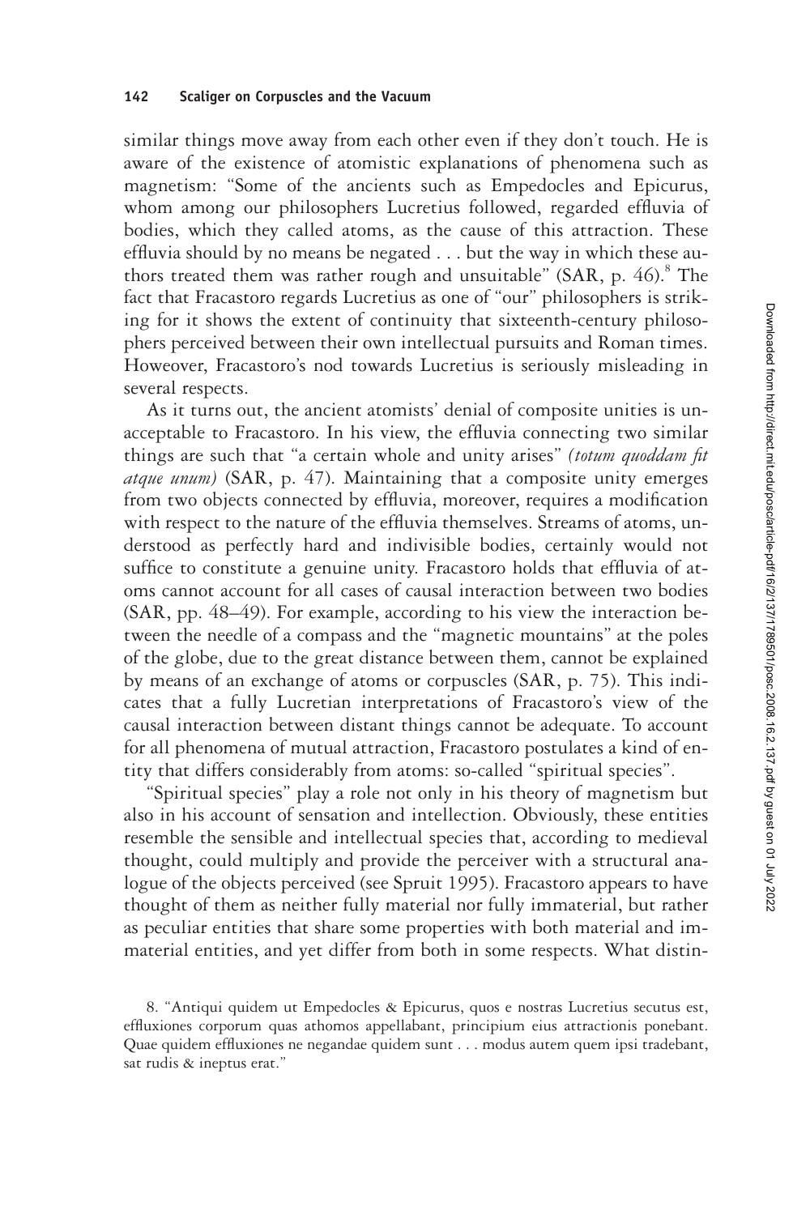similar things move away from each other even if they don't touch. He is aware of the existence of atomistic explanations of phenomena such as magnetism: "Some of the ancients such as Empedocles and Epicurus, whom among our philosophers Lucretius followed, regarded effluvia of bodies, which they called atoms, as the cause of this attraction. These effluvia should by no means be negated . . . but the way in which these authors treated them was rather rough and unsuitable" (SAR, p. 46).[8] The fact that Fracastoro regards Lucretius as one of "our" philosophers is striking for it shows the extent of continuity that sixteenth-century philosophers perceived between their own intellectual pursuits and Roman times. However, Fracastoro's nod towards Lucretius is seriously misleading in several respects.

As it turns out, the ancient atomists' denial of composite unities is unacceptable to Fracastoro. In his view, the effluvia connecting two similar things are such that "a certain whole and unity arises" *(totum quoddam fit atque unum)* (SAR, p. 47). Maintaining that a composite unity emerges from two objects connected by effluvia, moreover, requires a modification with respect to the nature of the effluvia themselves. Streams of atoms, understood as perfectly hard and indivisible bodies, certainly would not suffice to constitute a genuine unity. Fracastoro holds that effluvia of atoms cannot account for all cases of causal interaction between two bodies (SAR, pp. 48–49). For example, according to his view the interaction between the needle of a compass and the "magnetic mountains" at the poles of the globe, due to the great distance between them, cannot be explained by means of an exchange of atoms or corpuscles (SAR, p. 75). This indicates that a fully Lucretian interpretations of Fracastoro's view of the causal interaction between distant things cannot be adequate. To account for all phenomena of mutual attraction, Fracastoro postulates a kind of entity that differs considerably from atoms: so-called "spiritual species".

"Spiritual species" play a role not only in his theory of magnetism but also in his account of sensation and intellection. Obviously, these entities resemble the sensible and intellectual species that, according to medieval thought, could multiply and provide the perceiver with a structural analogue of the objects perceived (see Spruit 1995). Fracastoro appears to have thought of them as neither fully material nor fully immaterial, but rather as peculiar entities that share some properties with both material and immaterial entities, and yet differ from both in some respects. What distin-

8. "Antiqui quidem ut Empedocles & Epicurus, quos e nostras Lucretius secutus est, effluxiones corporum quas athomos appellabant, principium eius attractionis ponebant. Quae quidem effluxiones ne negandae quidem sunt . . . modus autem quem ipsi tradebant, sat rudis & ineptus erat."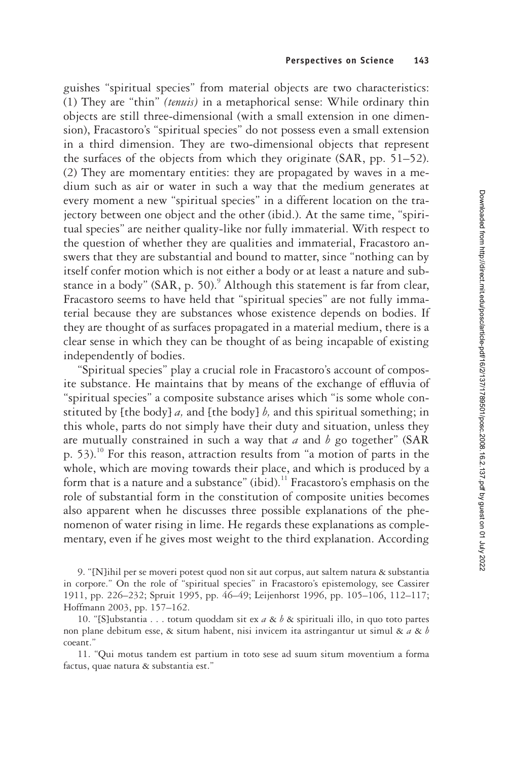guishes "spiritual species" from material objects are two characteristics: (1) They are "thin" *(tenuis)* in a metaphorical sense: While ordinary thin objects are still three-dimensional (with a small extension in one dimension), Fracastoro's "spiritual species" do not possess even a small extension in a third dimension. They are two-dimensional objects that represent the surfaces of the objects from which they originate (SAR, pp. 51–52). (2) They are momentary entities: they are propagated by waves in a medium such as air or water in such a way that the medium generates at every moment a new "spiritual species" in a different location on the trajectory between one object and the other (ibid.). At the same time, "spiritual species" are neither quality-like nor fully immaterial. With respect to the question of whether they are qualities and immaterial, Fracastoro answers that they are substantial and bound to matter, since "nothing can by itself confer motion which is not either a body or at least a nature and substance in a body" (SAR, p. 50).[9] Although this statement is far from clear, Fracastoro seems to have held that "spiritual species" are not fully immaterial because they are substances whose existence depends on bodies. If they are thought of as surfaces propagated in a material medium, there is a clear sense in which they can be thought of as being incapable of existing independently of bodies.

"Spiritual species" play a crucial role in Fracastoro's account of composite substance. He maintains that by means of the exchange of effluvia of "spiritual species" a composite substance arises which "is some whole constituted by [the body] *a,* and [the body] *b,* and this spiritual something; in this whole, parts do not simply have their duty and situation, unless they are mutually constrained in such a way that *a* and *b* go together" (SAR p. 53).[10] For this reason, attraction results from "a motion of parts in the whole, which are moving towards their place, and which is produced by a form that is a nature and a substance" (ibid).[11] Fracastoro's emphasis on the role of substantial form in the constitution of composite unities becomes also apparent when he discusses three possible explanations of the phenomenon of water rising in lime. He regards these explanations as complementary, even if he gives most weight to the third explanation. According

9. "[N]ihil per se moveri potest quod non sit aut corpus, aut saltem natura & substantia in corpore." On the role of "spiritual species" in Fracastoro's epistemology, see Cassirer 1911, pp. 226–232; Spruit 1995, pp. 46–49; Leijenhorst 1996, pp. 105–106, 112–117; Hoffmann 2003, pp. 157–162.

10. "[S]ubstantia . . . totum quoddam sit ex *a* & *b* & spirituali illo, in quo toto partes non plane debitum esse, & situm habent, nisi invicem ita astringantur ut simul & *a* & *b* coeant."

11. "Qui motus tandem est partium in toto sese ad suum situm moventium a forma factus, quae natura & substantia est."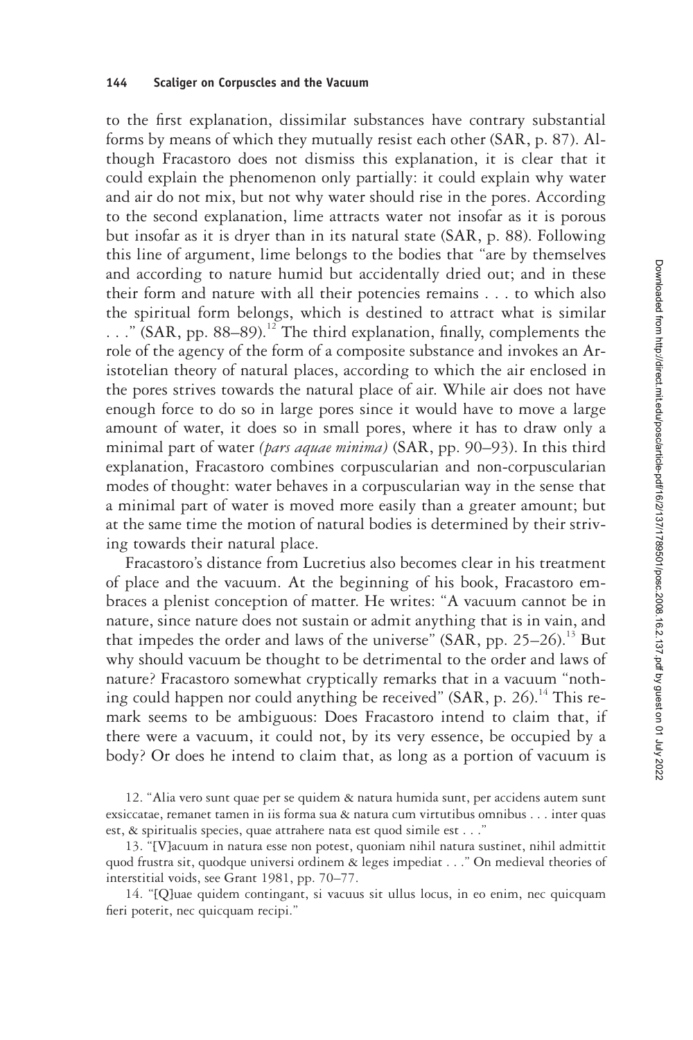to the first explanation, dissimilar substances have contrary substantial forms by means of which they mutually resist each other (SAR, p. 87). Although Fracastoro does not dismiss this explanation, it is clear that it could explain the phenomenon only partially: it could explain why water and air do not mix, but not why water should rise in the pores. According to the second explanation, lime attracts water not insofar as it is porous but insofar as it is dryer than in its natural state (SAR, p. 88). Following this line of argument, lime belongs to the bodies that "are by themselves and according to nature humid but accidentally dried out; and in these their form and nature with all their potencies remains . . . to which also the spiritual form belongs, which is destined to attract what is similar . . ." (SAR, pp. 88–89).[12] The third explanation, finally, complements the role of the agency of the form of a composite substance and invokes an Aristotelian theory of natural places, according to which the air enclosed in the pores strives towards the natural place of air. While air does not have enough force to do so in large pores since it would have to move a large amount of water, it does so in small pores, where it has to draw only a minimal part of water *(pars aquae minima)* (SAR, pp. 90–93). In this third explanation, Fracastoro combines corpuscularian and non-corpuscularian modes of thought: water behaves in a corpuscularian way in the sense that a minimal part of water is moved more easily than a greater amount; but at the same time the motion of natural bodies is determined by their striving towards their natural place.

Fracastoro's distance from Lucretius also becomes clear in his treatment of place and the vacuum. At the beginning of his book, Fracastoro embraces a plenist conception of matter. He writes: "A vacuum cannot be in nature, since nature does not sustain or admit anything that is in vain, and that impedes the order and laws of the universe" (SAR, pp. 25–26).[13] But why should vacuum be thought to be detrimental to the order and laws of nature? Fracastoro somewhat cryptically remarks that in a vacuum "nothing could happen nor could anything be received" (SAR, p. 26).[14] This remark seems to be ambiguous: Does Fracastoro intend to claim that, if there were a vacuum, it could not, by its very essence, be occupied by a body? Or does he intend to claim that, as long as a portion of vacuum is

12. "Alia vero sunt quae per se quidem & natura humida sunt, per accidens autem sunt exsiccatae, remanet tamen in iis forma sua & natura cum virtutibus omnibus . . . inter quas est, & spiritualis species, quae attrahere nata est quod simile est . . ."

13. "[V]acuum in natura esse non potest, quoniam nihil natura sustinet, nihil admittit quod frustra sit, quodque universi ordinem & leges impediat . . ." On medieval theories of interstitial voids, see Grant 1981, pp. 70–77.

14. "[Q]uae quidem contingant, si vacuus sit ullus locus, in eo enim, nec quicquam fieri poterit, nec quicquam recipi."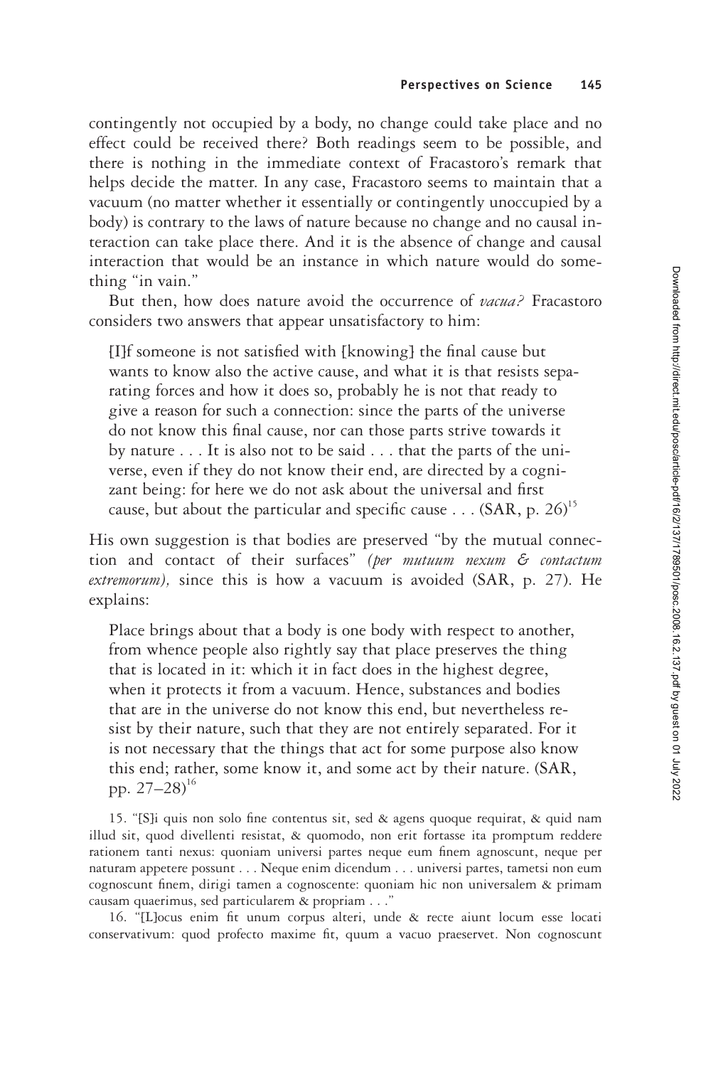contingently not occupied by a body, no change could take place and no effect could be received there? Both readings seem to be possible, and there is nothing in the immediate context of Fracastoro's remark that helps decide the matter. In any case, Fracastoro seems to maintain that a vacuum (no matter whether it essentially or contingently unoccupied by a body) is contrary to the laws of nature because no change and no causal interaction can take place there. And it is the absence of change and causal interaction that would be an instance in which nature would do something "in vain."

But then, how does nature avoid the occurrence of *vacua?* Fracastoro considers two answers that appear unsatisfactory to him:

> [I]f someone is not satisfied with [knowing] the final cause but wants to know also the active cause, and what it is that resists separating forces and how it does so, probably he is not that ready to give a reason for such a connection: since the parts of the universe do not know this final cause, nor can those parts strive towards it by nature . . . It is also not to be said . . . that the parts of the universe, even if they do not know their end, are directed by a cognizant being: for here we do not ask about the universal and first cause, but about the particular and specific cause . . . (SAR, p. 26)[15]

His own suggestion is that bodies are preserved "by the mutual connection and contact of their surfaces" *(per mutuum nexum & contactum extremorum),* since this is how a vacuum is avoided (SAR, p. 27). He explains:

> Place brings about that a body is one body with respect to another, from whence people also rightly say that place preserves the thing that is located in it: which it in fact does in the highest degree, when it protects it from a vacuum. Hence, substances and bodies that are in the universe do not know this end, but nevertheless resist by their nature, such that they are not entirely separated. For it is not necessary that the things that act for some purpose also know this end; rather, some know it, and some act by their nature. (SAR, pp. 27–28)[16]

15. "[S]i quis non solo fine contentus sit, sed & agens quoque requirat, & quid nam illud sit, quod divellenti resistat, & quomodo, non erit fortasse ita promptum reddere rationem tanti nexus: quoniam universi partes neque eum finem agnoscunt, neque per naturam appetere possunt . . . Neque enim dicendum . . . universi partes, tametsi non eum cognoscunt finem, dirigi tamen a cognoscente: quoniam hic non universalem & primam causam quaerimus, sed particularem & propriam . . ."

16. "[L]ocus enim fit unum corpus alteri, unde & recte aiunt locum esse locati conservativum: quod profecto maxime fit, quum a vacuo praeservet. Non cognoscunt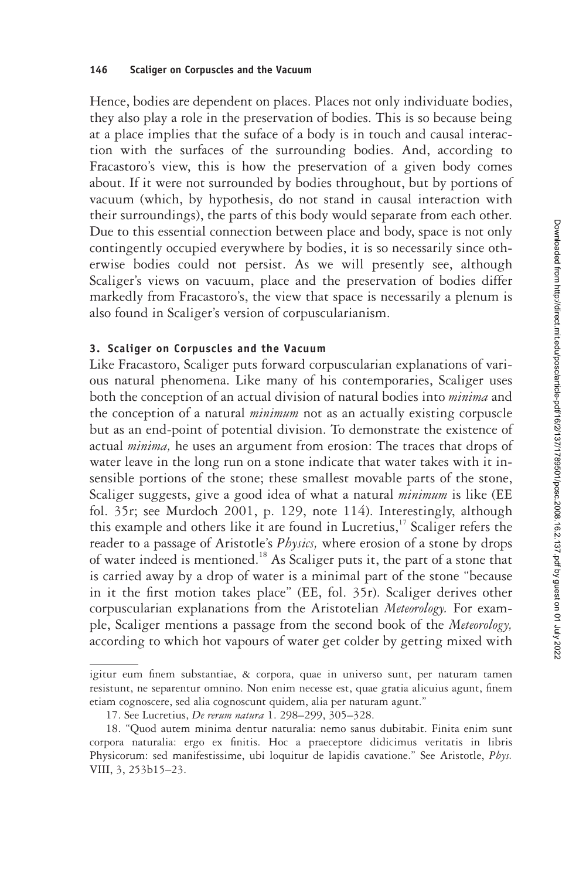Hence, bodies are dependent on places. Places not only individuate bodies, they also play a role in the preservation of bodies. This is so because being at a place implies that the suface of a body is in touch and causal interaction with the surfaces of the surrounding bodies. And, according to Fracastoro's view, this is how the preservation of a given body comes about. If it were not surrounded by bodies throughout, but by portions of vacuum (which, by hypothesis, do not stand in causal interaction with their surroundings), the parts of this body would separate from each other. Due to this essential connection between place and body, space is not only contingently occupied everywhere by bodies, it is so necessarily since otherwise bodies could not persist. As we will presently see, although Scaliger's views on vacuum, place and the preservation of bodies differ markedly from Fracastoro's, the view that space is necessarily a plenum is also found in Scaliger's version of corpuscularianism.

### 3. Scaliger on Corpuscles and the Vacuum

Like Fracastoro, Scaliger puts forward corpuscularian explanations of various natural phenomena. Like many of his contemporaries, Scaliger uses both the conception of an actual division of natural bodies into *minima* and the conception of a natural *minimum* not as an actually existing corpuscle but as an end-point of potential division. To demonstrate the existence of actual *minima,* he uses an argument from erosion: The traces that drops of water leave in the long run on a stone indicate that water takes with it insensible portions of the stone; these smallest movable parts of the stone, Scaliger suggests, give a good idea of what a natural *minimum* is like (EE fol. 35r; see Murdoch 2001, p. 129, note 114). Interestingly, although this example and others like it are found in Lucretius,[17] Scaliger refers the reader to a passage of Aristotle's *Physics,* where erosion of a stone by drops of water indeed is mentioned.[18] As Scaliger puts it, the part of a stone that is carried away by a drop of water is a minimal part of the stone "because in it the first motion takes place" (EE, fol. 35r). Scaliger derives other corpuscularian explanations from the Aristotelian *Meteorology.* For example, Scaliger mentions a passage from the second book of the *Meteorology,* according to which hot vapours of water get colder by getting mixed with

---

igitur eum finem substantiae, & corpora, quae in universo sunt, per naturam tamen resistunt, ne separentur omnino. Non enim necesse est, quae gratia alicuius agunt, finem etiam cognoscere, sed alia cognoscunt quidem, alia per naturam agunt."

17. See Lucretius, *De rerum natura* 1. 298–299, 305–328.

18. "Quod autem minima dentur naturalia: nemo sanus dubitabit. Finita enim sunt corpora naturalia: ergo ex finitis. Hoc a praeceptore didicimus veritatis in libris Physicorum: sed manifestissime, ubi loquitur de lapidis cavatione." See Aristotle, *Phys.* VIII, 3, 253b15–23.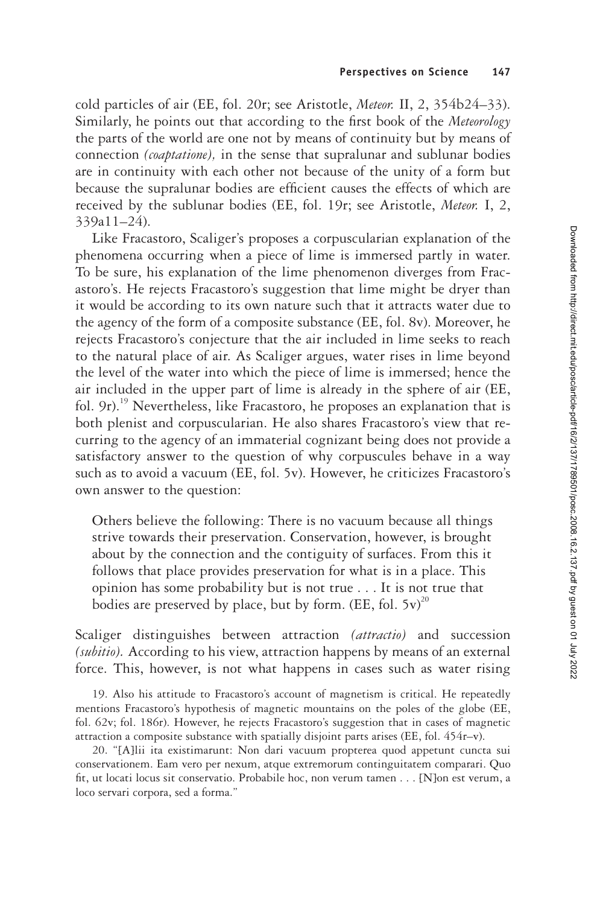cold particles of air (EE, fol. 20r; see Aristotle, *Meteor.* II, 2, 354b24–33). Similarly, he points out that according to the first book of the *Meteorology* the parts of the world are one not by means of continuity but by means of connection *(coaptatione),* in the sense that supralunar and sublunar bodies are in continuity with each other not because of the unity of a form but because the supralunar bodies are efficient causes the effects of which are received by the sublunar bodies (EE, fol. 19r; see Aristotle, *Meteor.* I, 2, 339a11–24).

Like Fracastoro, Scaliger's proposes a corpuscularian explanation of the phenomena occurring when a piece of lime is immersed partly in water. To be sure, his explanation of the lime phenomenon diverges from Fracastoro's. He rejects Fracastoro's suggestion that lime might be dryer than it would be according to its own nature such that it attracts water due to the agency of the form of a composite substance (EE, fol. 8v). Moreover, he rejects Fracastoro's conjecture that the air included in lime seeks to reach to the natural place of air. As Scaliger argues, water rises in lime beyond the level of the water into which the piece of lime is immersed; hence the air included in the upper part of lime is already in the sphere of air (EE, fol. 9r).[19] Nevertheless, like Fracastoro, he proposes an explanation that is both plenist and corpuscularian. He also shares Fracastoro's view that recurring to the agency of an immaterial cognizant being does not provide a satisfactory answer to the question of why corpuscules behave in a way such as to avoid a vacuum (EE, fol. 5v). However, he criticizes Fracastoro's own answer to the question:

> Others believe the following: There is no vacuum because all things strive towards their preservation. Conservation, however, is brought about by the connection and the contiguity of surfaces. From this it follows that place provides preservation for what is in a place. This opinion has some probability but is not true . . . It is not true that bodies are preserved by place, but by form. (EE, fol. 5v)[20]

Scaliger distinguishes between attraction *(attractio)* and succession *(subitio).* According to his view, attraction happens by means of an external force. This, however, is not what happens in cases such as water rising

19. Also his attitude to Fracastoro's account of magnetism is critical. He repeatedly mentions Fracastoro's hypothesis of magnetic mountains on the poles of the globe (EE, fol. 62v; fol. 186r). However, he rejects Fracastoro's suggestion that in cases of magnetic attraction a composite substance with spatially disjoint parts arises (EE, fol. 454r–v).

20. "[A]lii ita existimarunt: Non dari vacuum propterea quod appetunt cuncta sui conservationem. Eam vero per nexum, atque extremorum contingluitatem comparari. Quo fit, ut locati locus sit conservatio. Probabile hoc, non verum tamen . . . [N]on est verum, a loco servari corpora, sed a forma."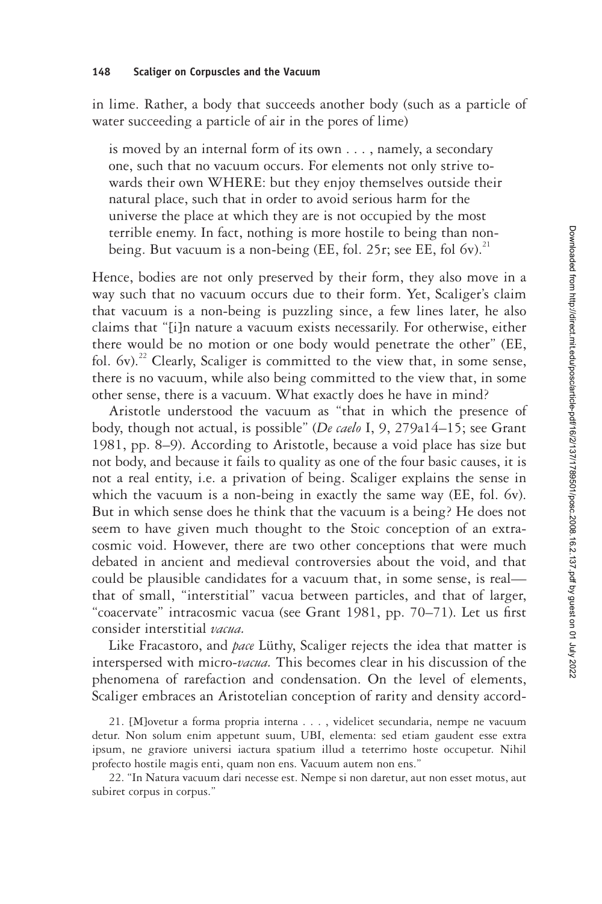in lime. Rather, a body that succeeds another body (such as a particle of water succeeding a particle of air in the pores of lime)

> is moved by an internal form of its own . . . , namely, a secondary one, such that no vacuum occurs. For elements not only strive towards their own WHERE: but they enjoy themselves outside their natural place, such that in order to avoid serious harm for the universe the place at which they are is not occupied by the most terrible enemy. In fact, nothing is more hostile to being than non-being. But vacuum is a non-being (EE, fol. 25r; see EE, fol 6v).[21]

Hence, bodies are not only preserved by their form, they also move in a way such that no vacuum occurs due to their form. Yet, Scaliger's claim that vacuum is a non-being is puzzling since, a few lines later, he also claims that "[i]n nature a vacuum exists necessarily. For otherwise, either there would be no motion or one body would penetrate the other" (EE, fol. 6v).[22] Clearly, Scaliger is committed to the view that, in some sense, there is no vacuum, while also being committed to the view that, in some other sense, there is a vacuum. What exactly does he have in mind?

Aristotle understood the vacuum as "that in which the presence of body, though not actual, is possible" (*De caelo* I, 9, 279a14–15; see Grant 1981, pp. 8–9). According to Aristotle, because a void place has size but not body, and because it fails to quality as one of the four basic causes, it is not a real entity, i.e. a privation of being. Scaliger explains the sense in which the vacuum is a non-being in exactly the same way (EE, fol. 6v). But in which sense does he think that the vacuum is a being? He does not seem to have given much thought to the Stoic conception of an extracosmic void. However, there are two other conceptions that were much debated in ancient and medieval controversies about the void, and that could be plausible candidates for a vacuum that, in some sense, is real—that of small, "interstitial" vacua between particles, and that of larger, "coacervate" intracosmic vacua (see Grant 1981, pp. 70–71). Let us first consider interstitial *vacua*.

Like Fracastoro, and *pace* Lüthy, Scaliger rejects the idea that matter is interspersed with micro-*vacua*. This becomes clear in his discussion of the phenomena of rarefaction and condensation. On the level of elements, Scaliger embraces an Aristotelian conception of rarity and density accord-

21. [M]ovetur a forma propria interna . . . , videlicet secundaria, nempe ne vacuum detur. Non solum enim appetunt suum, UBI, elementa: sed etiam gaudent esse extra ipsum, ne graviore universi iactura spatium illud a teterrimo hoste occupetur. Nihil profecto hostile magis enti, quam non ens. Vacuum autem non ens."

22. "In Natura vacuum dari necesse est. Nempe si non daretur, aut non esset motus, aut subiret corpus in corpus."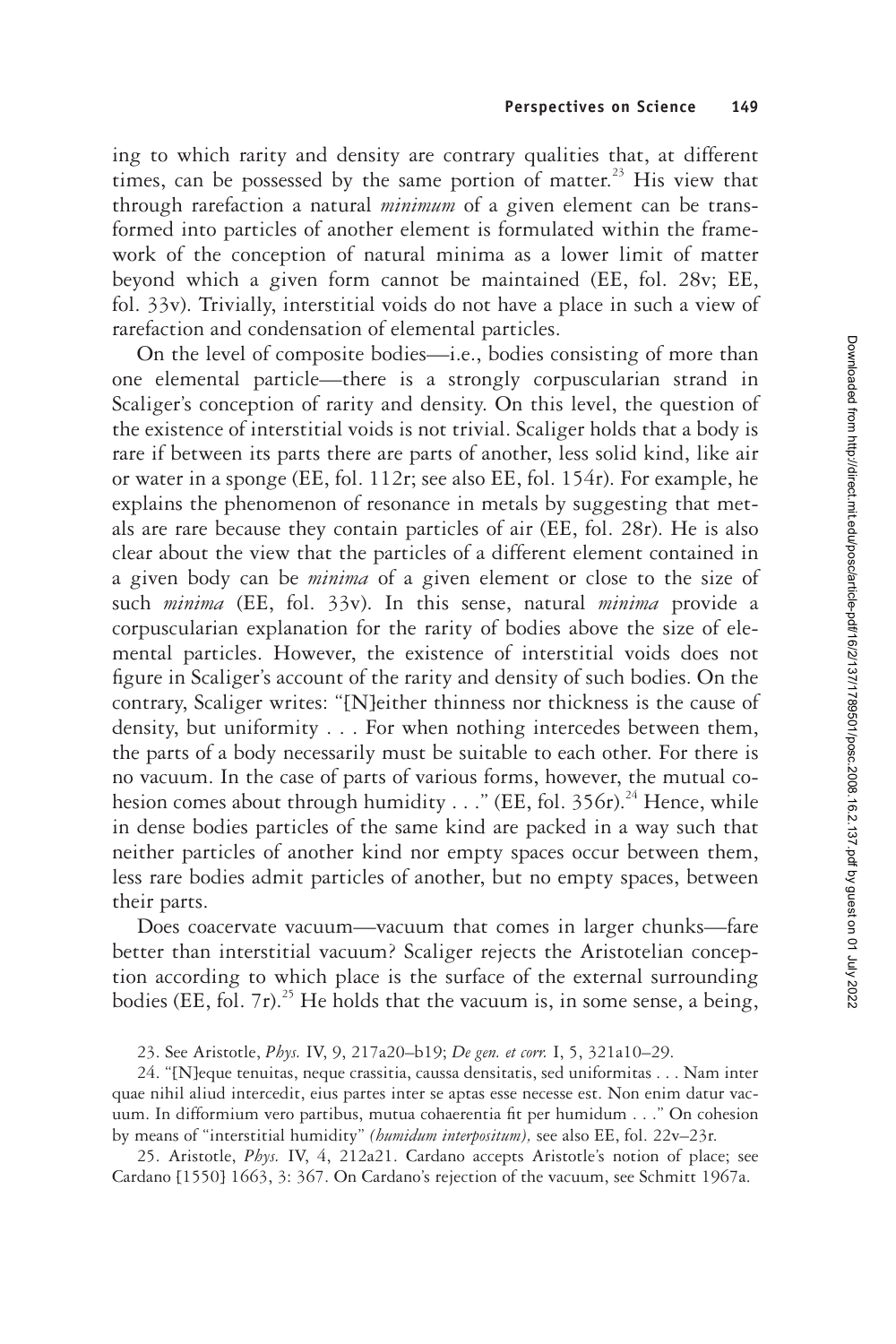ing to which rarity and density are contrary qualities that, at different times, can be possessed by the same portion of matter.[23] His view that through rarefaction a natural *minimum* of a given element can be transformed into particles of another element is formulated within the framework of the conception of natural minima as a lower limit of matter beyond which a given form cannot be maintained (EE, fol. 28v; EE, fol. 33v). Trivially, interstitial voids do not have a place in such a view of rarefaction and condensation of elemental particles.

On the level of composite bodies—i.e., bodies consisting of more than one elemental particle—there is a strongly corpuscularian strand in Scaliger's conception of rarity and density. On this level, the question of the existence of interstitial voids is not trivial. Scaliger holds that a body is rare if between its parts there are parts of another, less solid kind, like air or water in a sponge (EE, fol. 112r; see also EE, fol. 154r). For example, he explains the phenomenon of resonance in metals by suggesting that metals are rare because they contain particles of air (EE, fol. 28r). He is also clear about the view that the particles of a different element contained in a given body can be *minima* of a given element or close to the size of such *minima* (EE, fol. 33v). In this sense, natural *minima* provide a corpuscularian explanation for the rarity of bodies above the size of elemental particles. However, the existence of interstitial voids does not figure in Scaliger's account of the rarity and density of such bodies. On the contrary, Scaliger writes: "[N]either thinness nor thickness is the cause of density, but uniformity . . . For when nothing intercedes between them, the parts of a body necessarily must be suitable to each other. For there is no vacuum. In the case of parts of various forms, however, the mutual cohesion comes about through humidity . . ." (EE, fol. 356r).[24] Hence, while in dense bodies particles of the same kind are packed in a way such that neither particles of another kind nor empty spaces occur between them, less rare bodies admit particles of another, but no empty spaces, between their parts.

Does coacervate vacuum—vacuum that comes in larger chunks—fare better than interstitial vacuum? Scaliger rejects the Aristotelian conception according to which place is the surface of the external surrounding bodies (EE, fol. 7r).[25] He holds that the vacuum is, in some sense, a being,

23. See Aristotle, *Phys.* IV, 9, 217a20–b19; *De gen. et corr.* I, 5, 321a10–29.

24. "[N]eque tenuitas, neque crassitia, caussa densitatis, sed uniformitas . . . Nam inter quae nihil aliud intercedit, eius partes inter se aptas esse necesse est. Non enim datur vacuum. In difformium vero partibus, mutua cohaerentia fit per humidum . . ." On cohesion by means of "interstitial humidity" *(humidum interpositum),* see also EE, fol. 22v–23r.

25. Aristotle, *Phys.* IV, 4, 212a21. Cardano accepts Aristotle's notion of place; see Cardano [1550] 1663, 3: 367. On Cardano's rejection of the vacuum, see Schmitt 1967a.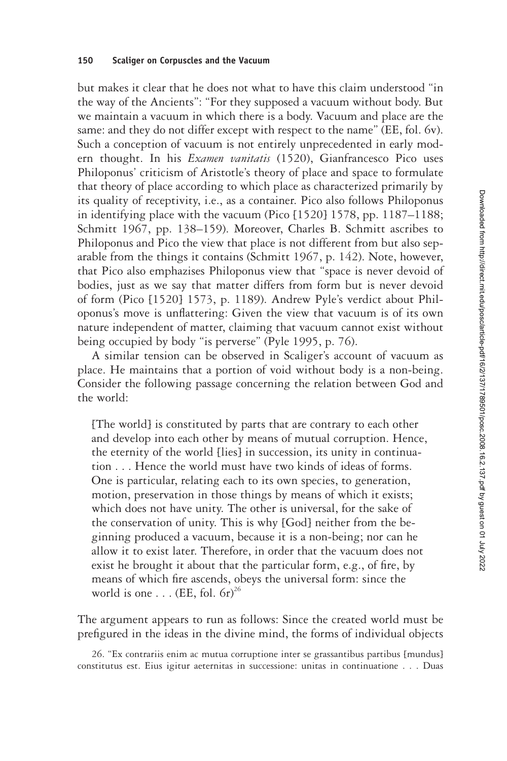but makes it clear that he does not what to have this claim understood "in the way of the Ancients": "For they supposed a vacuum without body. But we maintain a vacuum in which there is a body. Vacuum and place are the same: and they do not differ except with respect to the name" (EE, fol. 6v). Such a conception of vacuum is not entirely unprecedented in early modern thought. In his *Examen vanitatis* (1520), Gianfrancesco Pico uses Philoponus' criticism of Aristotle's theory of place and space to formulate that theory of place according to which place as characterized primarily by its quality of receptivity, i.e., as a container. Pico also follows Philoponus in identifying place with the vacuum (Pico [1520] 1578, pp. 1187–1188; Schmitt 1967, pp. 138–159). Moreover, Charles B. Schmitt ascribes to Philoponus and Pico the view that place is not different from but also separable from the things it contains (Schmitt 1967, p. 142). Note, however, that Pico also emphazises Philoponus view that "space is never devoid of bodies, just as we say that matter differs from form but is never devoid of form (Pico [1520] 1573, p. 1189). Andrew Pyle's verdict about Philoponus's move is unflattering: Given the view that vacuum is of its own nature independent of matter, claiming that vacuum cannot exist without being occupied by body "is perverse" (Pyle 1995, p. 76).

A similar tension can be observed in Scaliger's account of vacuum as place. He maintains that a portion of void without body is a non-being. Consider the following passage concerning the relation between God and the world:

> [The world] is constituted by parts that are contrary to each other and develop into each other by means of mutual corruption. Hence, the eternity of the world [lies] in succession, its unity in continuation . . . Hence the world must have two kinds of ideas of forms. One is particular, relating each to its own species, to generation, motion, preservation in those things by means of which it exists; which does not have unity. The other is universal, for the sake of the conservation of unity. This is why [God] neither from the beginning produced a vacuum, because it is a non-being; nor can he allow it to exist later. Therefore, in order that the vacuum does not exist he brought it about that the particular form, e.g., of fire, by means of which fire ascends, obeys the universal form: since the world is one . . . (EE, fol. 6r)[26]

The argument appears to run as follows: Since the created world must be prefigured in the ideas in the divine mind, the forms of individual objects

26. "Ex contrariis enim ac mutua corruptione inter se grassantibus partibus [mundus] constitutus est. Eius igitur aeternitas in successione: unitas in continuatione . . . Duas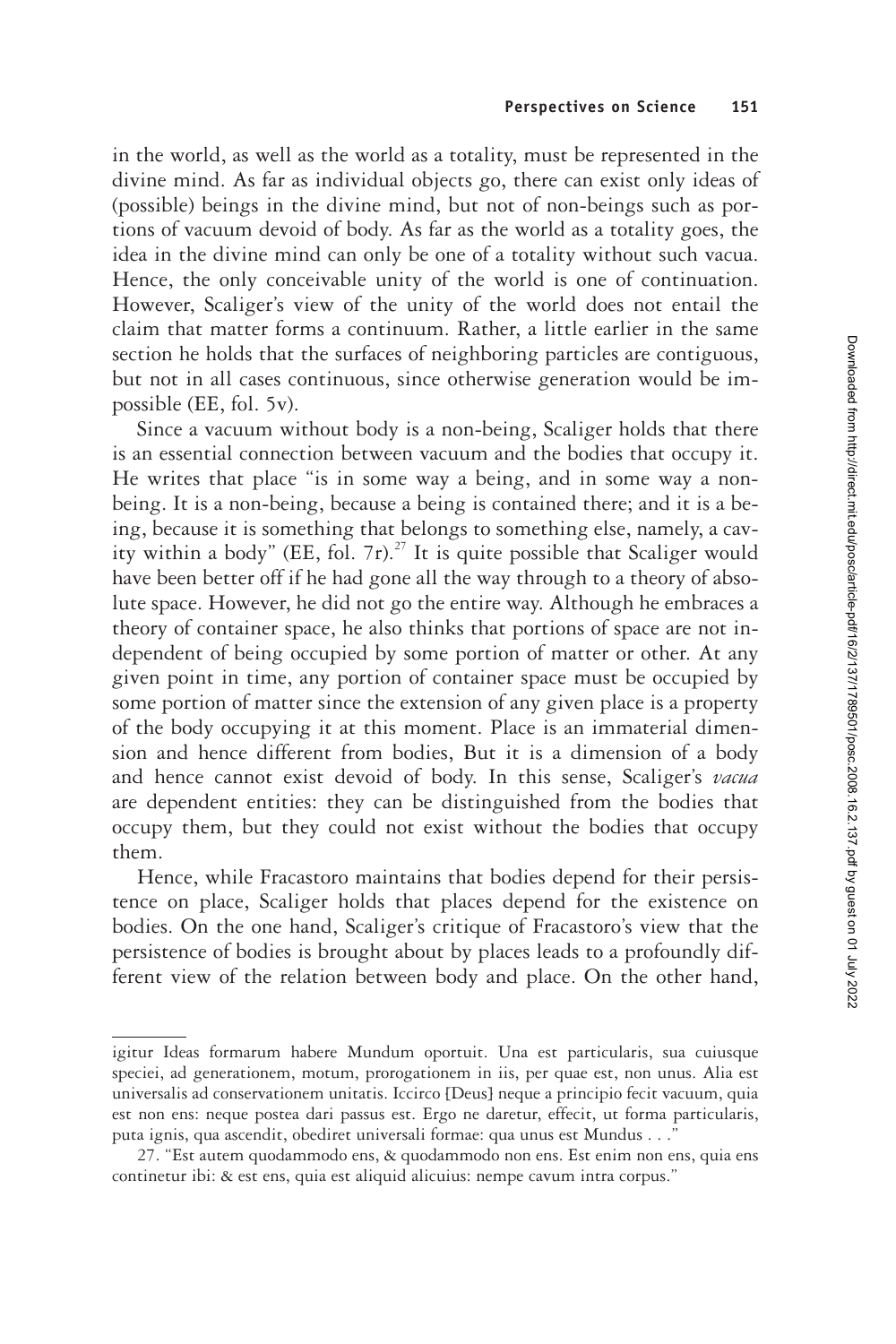in the world, as well as the world as a totality, must be represented in the divine mind. As far as individual objects go, there can exist only ideas of (possible) beings in the divine mind, but not of non-beings such as portions of vacuum devoid of body. As far as the world as a totality goes, the idea in the divine mind can only be one of a totality without such vacua. Hence, the only conceivable unity of the world is one of continuation. However, Scaliger's view of the unity of the world does not entail the claim that matter forms a continuum. Rather, a little earlier in the same section he holds that the surfaces of neighboring particles are contiguous, but not in all cases continuous, since otherwise generation would be impossible (EE, fol. 5v).

Since a vacuum without body is a non-being, Scaliger holds that there is an essential connection between vacuum and the bodies that occupy it. He writes that place "is in some way a being, and in some way a non-being. It is a non-being, because a being is contained there; and it is a being, because it is something that belongs to something else, namely, a cavity within a body" (EE, fol. 7r).[27] It is quite possible that Scaliger would have been better off if he had gone all the way through to a theory of absolute space. However, he did not go the entire way. Although he embraces a theory of container space, he also thinks that portions of space are not independent of being occupied by some portion of matter or other. At any given point in time, any portion of container space must be occupied by some portion of matter since the extension of any given place is a property of the body occupying it at this moment. Place is an immaterial dimension and hence different from bodies, But it is a dimension of a body and hence cannot exist devoid of body. In this sense, Scaliger's *vacua* are dependent entities: they can be distinguished from the bodies that occupy them, but they could not exist without the bodies that occupy them.

Hence, while Fracastoro maintains that bodies depend for their persistence on place, Scaliger holds that places depend for the existence on bodies. On the one hand, Scaliger's critique of Fracastoro's view that the persistence of bodies is brought about by places leads to a profoundly different view of the relation between body and place. On the other hand,

---

igitur Ideas formarum habere Mundum oportuit. Una est particularis, sua cuiusque speciei, ad generationem, motum, prorogationem in iis, per quae est, non unus. Alia est universalis ad conservationem unitatis. Iccirco [Deus] neque a principio fecit vacuum, quia est non ens: neque postea dari passus est. Ergo ne daretur, effecit, ut forma particularis, puta ignis, qua ascendit, obediret universali formae: qua unus est Mundus . . ."

27. "Est autem quodammodo ens, & quodammodo non ens. Est enim non ens, quia ens continetur ibi: & est ens, quia est aliquid alicuius: nempe cavum intra corpus."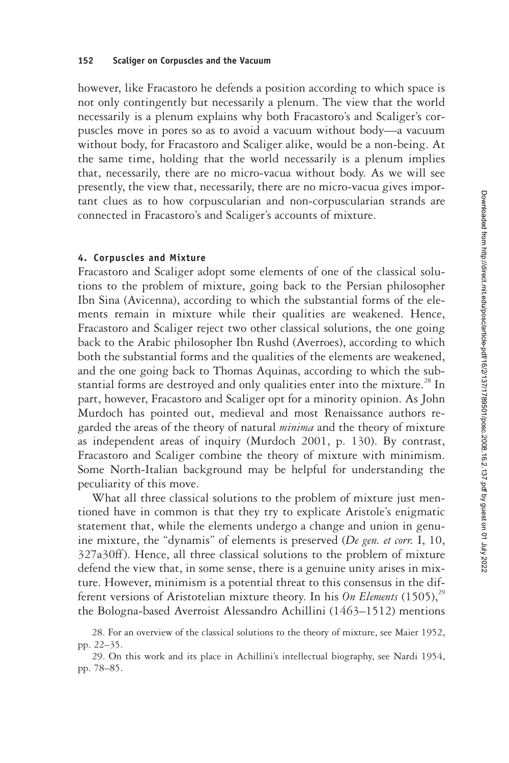however, like Fracastoro he defends a position according to which space is not only contingently but necessarily a plenum. The view that the world necessarily is a plenum explains why both Fracastoro's and Scaliger's corpuscles move in pores so as to avoid a vacuum without body—a vacuum without body, for Fracastoro and Scaliger alike, would be a non-being. At the same time, holding that the world necessarily is a plenum implies that, necessarily, there are no micro-vacua without body. As we will see presently, the view that, necessarily, there are no micro-vacua gives important clues as to how corpuscularian and non-corpuscularian strands are connected in Fracastoro's and Scaliger's accounts of mixture.

## 4. Corpuscles and Mixture

Fracastoro and Scaliger adopt some elements of one of the classical solutions to the problem of mixture, going back to the Persian philosopher Ibn Sina (Avicenna), according to which the substantial forms of the elements remain in mixture while their qualities are weakened. Hence, Fracastoro and Scaliger reject two other classical solutions, the one going back to the Arabic philosopher Ibn Rushd (Averroes), according to which both the substantial forms and the qualities of the elements are weakened, and the one going back to Thomas Aquinas, according to which the substantial forms are destroyed and only qualities enter into the mixture.[28] In part, however, Fracastoro and Scaliger opt for a minority opinion. As John Murdoch has pointed out, medieval and most Renaissance authors regarded the areas of the theory of natural *minima* and the theory of mixture as independent areas of inquiry (Murdoch 2001, p. 130). By contrast, Fracastoro and Scaliger combine the theory of mixture with minimism. Some North-Italian background may be helpful for understanding the peculiarity of this move.

What all three classical solutions to the problem of mixture just mentioned have in common is that they try to explicate Aristole's enigmatic statement that, while the elements undergo a change and union in genuine mixture, the "dynamis" of elements is preserved (*De gen. et corr.* I, 10, 327a30ff). Hence, all three classical solutions to the problem of mixture defend the view that, in some sense, there is a genuine unity arises in mixture. However, minimism is a potential threat to this consensus in the different versions of Aristotelian mixture theory. In his *On Elements* (1505),[29] the Bologna-based Averroist Alessandro Achillini (1463–1512) mentions

28. For an overview of the classical solutions to the theory of mixture, see Maier 1952, pp. 22–35.

29. On this work and its place in Achillini's intellectual biography, see Nardi 1954, pp. 78–85.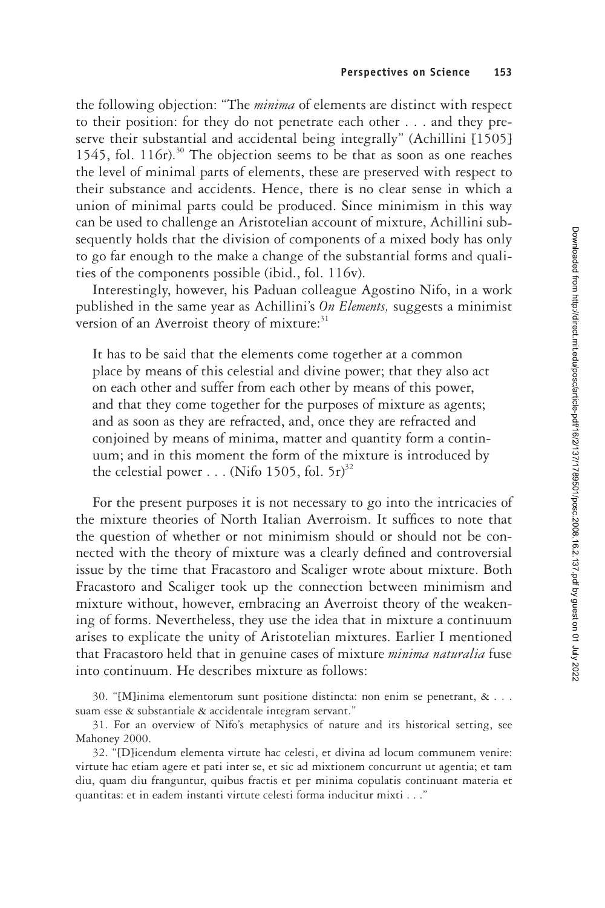the following objection: "The *minima* of elements are distinct with respect to their position: for they do not penetrate each other . . . and they preserve their substantial and accidental being integrally" (Achillini [1505] 1545, fol. 116r).[30] The objection seems to be that as soon as one reaches the level of minimal parts of elements, these are preserved with respect to their substance and accidents. Hence, there is no clear sense in which a union of minimal parts could be produced. Since minimism in this way can be used to challenge an Aristotelian account of mixture, Achillini subsequently holds that the division of components of a mixed body has only to go far enough to the make a change of the substantial forms and qualities of the components possible (ibid., fol. 116v).

Interestingly, however, his Paduan colleague Agostino Nifo, in a work published in the same year as Achillini's *On Elements,* suggests a minimist version of an Averroist theory of mixture:[31]

> It has to be said that the elements come together at a common place by means of this celestial and divine power; that they also act on each other and suffer from each other by means of this power, and that they come together for the purposes of mixture as agents; and as soon as they are refracted, and, once they are refracted and conjoined by means of minima, matter and quantity form a continuum; and in this moment the form of the mixture is introduced by the celestial power . . . (Nifo 1505, fol. 5r)[32]

For the present purposes it is not necessary to go into the intricacies of the mixture theories of North Italian Averroism. It suffices to note that the question of whether or not minimism should or should not be connected with the theory of mixture was a clearly defined and controversial issue by the time that Fracastoro and Scaliger wrote about mixture. Both Fracastoro and Scaliger took up the connection between minimism and mixture without, however, embracing an Averroist theory of the weakening of forms. Nevertheless, they use the idea that in mixture a continuum arises to explicate the unity of Aristotelian mixtures. Earlier I mentioned that Fracastoro held that in genuine cases of mixture *minima naturalia* fuse into continuum. He describes mixture as follows:

30. "[M]inima elementorum sunt positione distincta: non enim se penetrant, & . . . suam esse & substantiale & accidentale integram servant."

31. For an overview of Nifo's metaphysics of nature and its historical setting, see Mahoney 2000.

32. "[D]icendum elementa virtute hac celesti, et divina ad locum communem venire: virtute hac etiam agere et pati inter se, et sic ad mixtionem concurrunt ut agentia; et tam diu, quam diu franguntur, quibus fractis et per minima copulatis continuant materia et quantitas: et in eadem instanti virtute celesti forma inducitur mixti . . ."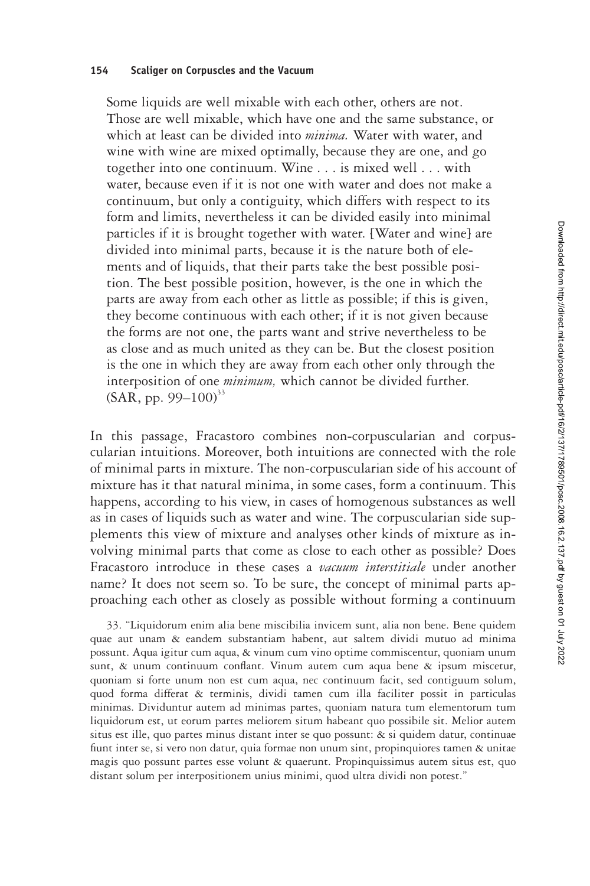> Some liquids are well mixable with each other, others are not. Those are well mixable, which have one and the same substance, or which at least can be divided into *minima.* Water with water, and wine with wine are mixed optimally, because they are one, and go together into one continuum. Wine . . . is mixed well . . . with water, because even if it is not one with water and does not make a continuum, but only a contiguity, which differs with respect to its form and limits, nevertheless it can be divided easily into minimal particles if it is brought together with water. [Water and wine] are divided into minimal parts, because it is the nature both of elements and of liquids, that their parts take the best possible position. The best possible position, however, is the one in which the parts are away from each other as little as possible; if this is given, they become continuous with each other; if it is not given because the forms are not one, the parts want and strive nevertheless to be as close and as much united as they can be. But the closest position is the one in which they are away from each other only through the interposition of one *minimum,* which cannot be divided further. (SAR, pp. 99–100)[33]

In this passage, Fracastoro combines non-corpuscularian and corpuscularian intuitions. Moreover, both intuitions are connected with the role of minimal parts in mixture. The non-corpuscularian side of his account of mixture has it that natural minima, in some cases, form a continuum. This happens, according to his view, in cases of homogenous substances as well as in cases of liquids such as water and wine. The corpuscularian side supplements this view of mixture and analyses other kinds of mixture as involving minimal parts that come as close to each other as possible? Does Fracastoro introduce in these cases a *vacuum interstitiale* under another name? It does not seem so. To be sure, the concept of minimal parts approaching each other as closely as possible without forming a continuum

33. "Liquidorum enim alia bene miscibilia invicem sunt, alia non bene. Bene quidem quae aut unam & eandem substantiam habent, aut saltem dividi mutuo ad minima possunt. Aqua igitur cum aqua, & vinum cum vino optime commiscentur, quoniam unum sunt, & unum continuum conflant. Vinum autem cum aqua bene & ipsum miscetur, quoniam si forte unum non est cum aqua, nec continuum facit, sed contiguum solum, quod forma differat & terminis, dividi tamen cum illa faciliter possit in particulas minimas. Dividuntur autem ad minimas partes, quoniam natura tum elementorum tum liquidorum est, ut eorum partes meliorem situm habeant quo possibile sit. Melior autem situs est ille, quo partes minus distant inter se quo possunt: & si quidem datur, continuae fiunt inter se, si vero non datur, quia formae non unum sint, propinquiores tamen & unitae magis quo possunt partes esse volunt & quaerunt. Propinquissimus autem situs est, quo distant solum per interpositionem unius minimi, quod ultra dividi non potest."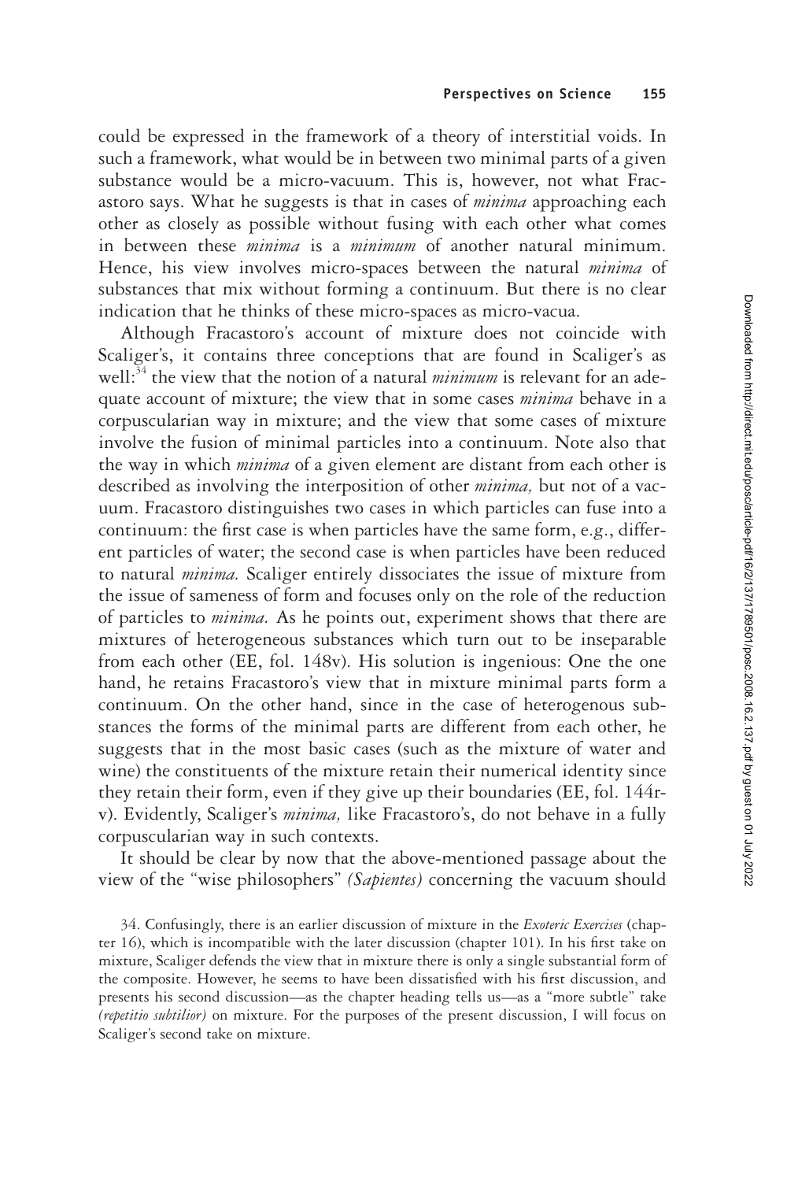could be expressed in the framework of a theory of interstitial voids. In such a framework, what would be in between two minimal parts of a given substance would be a micro-vacuum. This is, however, not what Fracastoro says. What he suggests is that in cases of *minima* approaching each other as closely as possible without fusing with each other what comes in between these *minima* is a *minimum* of another natural minimum. Hence, his view involves micro-spaces between the natural *minima* of substances that mix without forming a continuum. But there is no clear indication that he thinks of these micro-spaces as micro-vacua.

Although Fracastoro's account of mixture does not coincide with Scaliger's, it contains three conceptions that are found in Scaliger's as well:[34] the view that the notion of a natural *minimum* is relevant for an adequate account of mixture; the view that in some cases *minima* behave in a corpuscularian way in mixture; and the view that some cases of mixture involve the fusion of minimal particles into a continuum. Note also that the way in which *minima* of a given element are distant from each other is described as involving the interposition of other *minima,* but not of a vacuum. Fracastoro distinguishes two cases in which particles can fuse into a continuum: the first case is when particles have the same form, e.g., different particles of water; the second case is when particles have been reduced to natural *minima.* Scaliger entirely dissociates the issue of mixture from the issue of sameness of form and focuses only on the role of the reduction of particles to *minima.* As he points out, experiment shows that there are mixtures of heterogeneous substances which turn out to be inseparable from each other (EE, fol. 148v). His solution is ingenious: One the one hand, he retains Fracastoro's view that in mixture minimal parts form a continuum. On the other hand, since in the case of heterogenous substances the forms of the minimal parts are different from each other, he suggests that in the most basic cases (such as the mixture of water and wine) the constituents of the mixture retain their numerical identity since they retain their form, even if they give up their boundaries (EE, fol. 144r-v). Evidently, Scaliger's *minima,* like Fracastoro's, do not behave in a fully corpuscularian way in such contexts.

It should be clear by now that the above-mentioned passage about the view of the "wise philosophers" *(Sapientes)* concerning the vacuum should

34. Confusingly, there is an earlier discussion of mixture in the *Exoteric Exercises* (chapter 16), which is incompatible with the later discussion (chapter 101). In his first take on mixture, Scaliger defends the view that in mixture there is only a single substantial form of the composite. However, he seems to have been dissatisfied with his first discussion, and presents his second discussion—as the chapter heading tells us—as a "more subtle" take *(repetitio subtilior)* on mixture. For the purposes of the present discussion, I will focus on Scaliger's second take on mixture.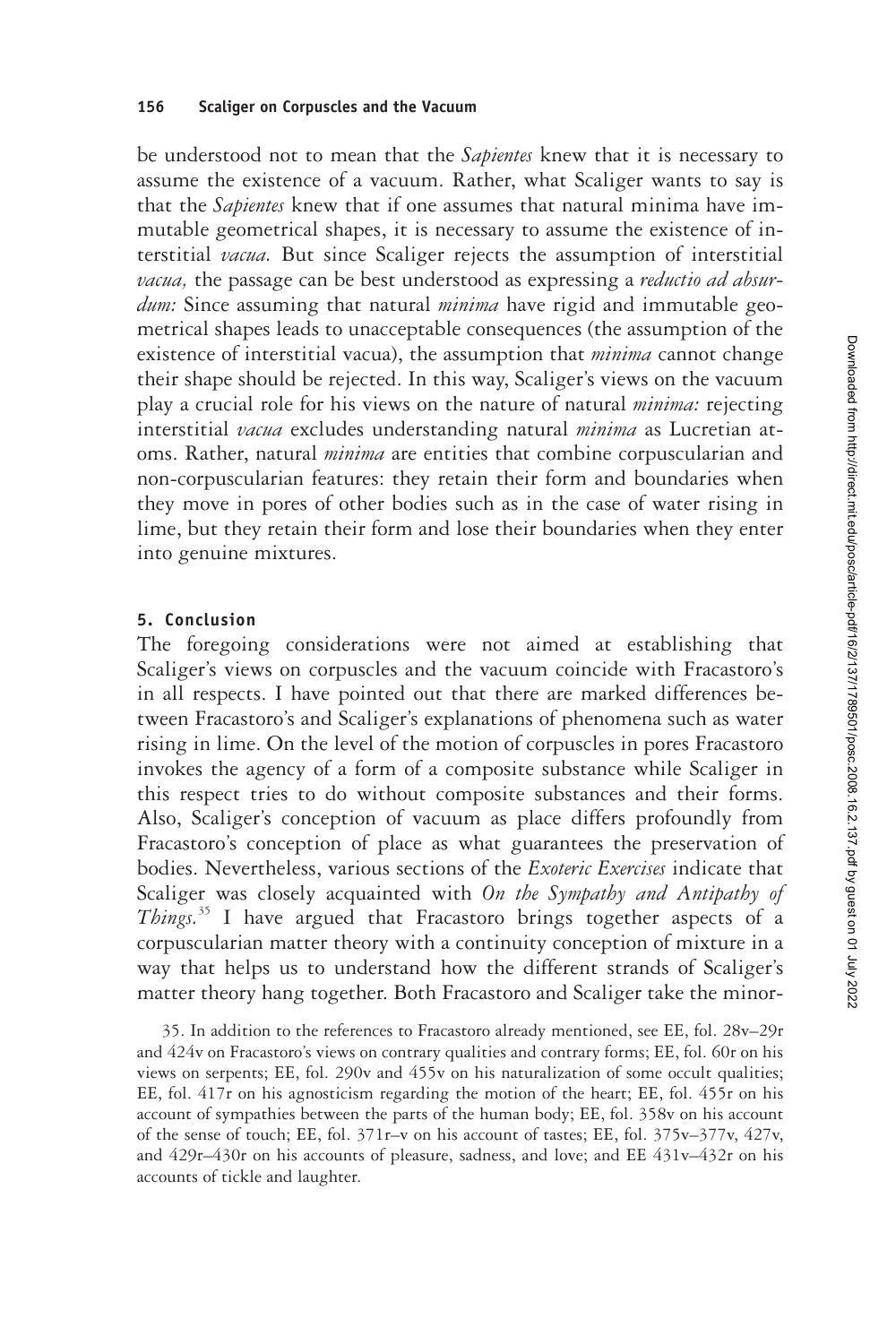be understood not to mean that the *Sapientes* knew that it is necessary to assume the existence of a vacuum. Rather, what Scaliger wants to say is that the *Sapientes* knew that if one assumes that natural minima have immutable geometrical shapes, it is necessary to assume the existence of interstitial *vacua.* But since Scaliger rejects the assumption of interstitial *vacua,* the passage can be best understood as expressing a *reductio ad absurdum:* Since assuming that natural *minima* have rigid and immutable geometrical shapes leads to unacceptable consequences (the assumption of the existence of interstitial vacua), the assumption that *minima* cannot change their shape should be rejected. In this way, Scaliger's views on the vacuum play a crucial role for his views on the nature of natural *minima:* rejecting interstitial *vacua* excludes understanding natural *minima* as Lucretian atoms. Rather, natural *minima* are entities that combine corpuscularian and non-corpuscularian features: they retain their form and boundaries when they move in pores of other bodies such as in the case of water rising in lime, but they retain their form and lose their boundaries when they enter into genuine mixtures.

## 5. Conclusion

The foregoing considerations were not aimed at establishing that Scaliger's views on corpuscles and the vacuum coincide with Fracastoro's in all respects. I have pointed out that there are marked differences between Fracastoro's and Scaliger's explanations of phenomena such as water rising in lime. On the level of the motion of corpuscles in pores Fracastoro invokes the agency of a form of a composite substance while Scaliger in this respect tries to do without composite substances and their forms. Also, Scaliger's conception of vacuum as place differs profoundly from Fracastoro's conception of place as what guarantees the preservation of bodies. Nevertheless, various sections of the *Exoteric Exercises* indicate that Scaliger was closely acquainted with *On the Sympathy and Antipathy of Things.*[35] I have argued that Fracastoro brings together aspects of a corpuscularian matter theory with a continuity conception of mixture in a way that helps us to understand how the different strands of Scaliger's matter theory hang together. Both Fracastoro and Scaliger take the minor-

35. In addition to the references to Fracastoro already mentioned, see EE, fol. 28v–29r and 424v on Fracastoro's views on contrary qualities and contrary forms; EE, fol. 60r on his views on serpents; EE, fol. 290v and 455v on his naturalization of some occult qualities; EE, fol. 417r on his agnosticism regarding the motion of the heart; EE, fol. 455r on his account of sympathies between the parts of the human body; EE, fol. 358v on his account of the sense of touch; EE, fol. 371r–v on his account of tastes; EE, fol. 375v–377v, 427v, and 429r–430r on his accounts of pleasure, sadness, and love; and EE 431v–432r on his accounts of tickle and laughter.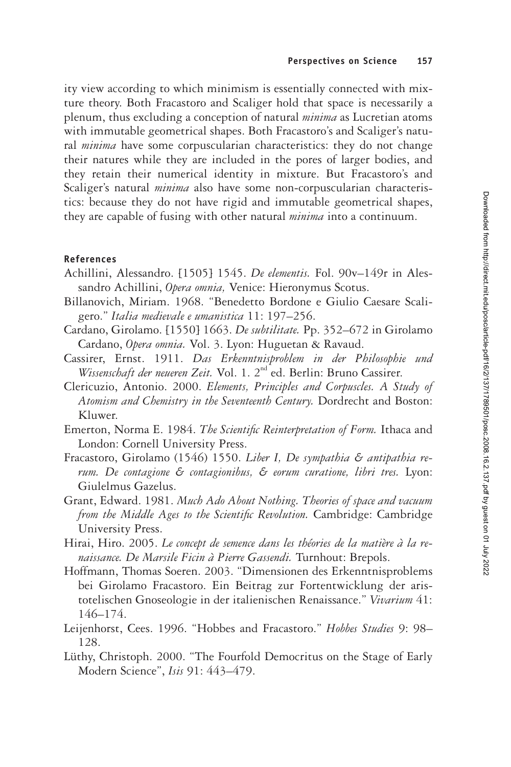ity view according to which minimism is essentially connected with mixture theory. Both Fracastoro and Scaliger hold that space is necessarily a plenum, thus excluding a conception of natural *minima* as Lucretian atoms with immutable geometrical shapes. Both Fracastoro's and Scaliger's natural *minima* have some corpuscularian characteristics: they do not change their natures while they are included in the pores of larger bodies, and they retain their numerical identity in mixture. But Fracastoro's and Scaliger's natural *minima* also have some non-corpuscularian characteristics: because they do not have rigid and immutable geometrical shapes, they are capable of fusing with other natural *minima* into a continuum.

## References

Achillini, Alessandro. [1505] 1545. *De elementis.* Fol. 90v–149r in Alessandro Achillini, *Opera omnia,* Venice: Hieronymus Scotus.

Billanovich, Miriam. 1968. "Benedetto Bordone e Giulio Caesare Scaligero." *Italia medievale e umanistica* 11: 197–256.

Cardano, Girolamo. [1550] 1663. *De subtilitate.* Pp. 352–672 in Girolamo Cardano, *Opera omnia.* Vol. 3. Lyon: Huguetan & Ravaud.

Cassirer, Ernst. 1911. *Das Erkenntnisproblem in der Philosophie und Wissenschaft der neueren Zeit.* Vol. 1. 2nd ed. Berlin: Bruno Cassirer.

Clericuzio, Antonio. 2000. *Elements, Principles and Corpuscles. A Study of Atomism and Chemistry in the Seventeenth Century.* Dordrecht and Boston: Kluwer.

Emerton, Norma E. 1984. *The Scientific Reinterpretation of Form.* Ithaca and London: Cornell University Press.

Fracastoro, Girolamo (1546) 1550. *Liber I, De sympathia & antipathia rerum. De contagione & contagionibus, & eorum curatione, libri tres.* Lyon: Giulelmus Gazelus.

Grant, Edward. 1981. *Much Ado About Nothing. Theories of space and vacuum from the Middle Ages to the Scientific Revolution.* Cambridge: Cambridge University Press.

Hirai, Hiro. 2005. *Le concept de semence dans les théories de la matière à la renaissance. De Marsile Ficin à Pierre Gassendi.* Turnhout: Brepols.

Hoffmann, Thomas Soeren. 2003. "Dimensionen des Erkenntnisproblems bei Girolamo Fracastoro. Ein Beitrag zur Fortentwicklung der aristotelischen Gnoseologie in der italienischen Renaissance." *Vivarium* 41: 146–174.

Leijenhorst, Cees. 1996. "Hobbes and Fracastoro." *Hobbes Studies* 9: 98–128.

Lüthy, Christoph. 2000. "The Fourfold Democritus on the Stage of Early Modern Science", *Isis* 91: 443–479.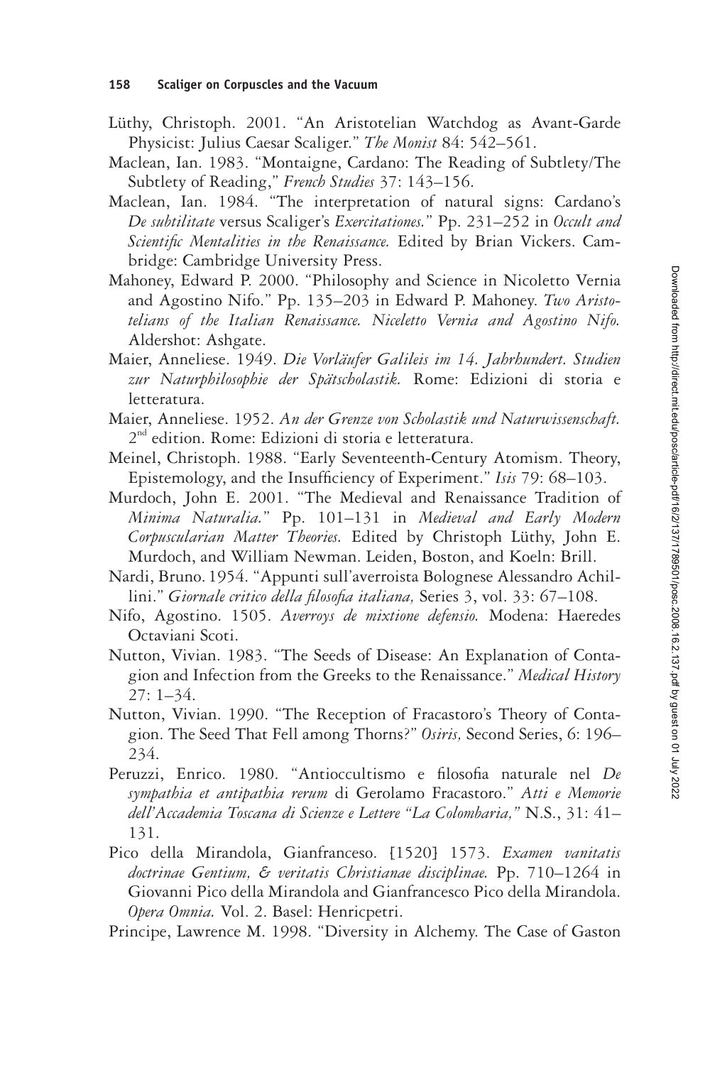Lüthy, Christoph. 2001. "An Aristotelian Watchdog as Avant-Garde Physicist: Julius Caesar Scaliger." *The Monist* 84: 542–561.

Maclean, Ian. 1983. "Montaigne, Cardano: The Reading of Subtlety/The Subtlety of Reading," *French Studies* 37: 143–156.

Maclean, Ian. 1984. "The interpretation of natural signs: Cardano's *De subtilitate* versus Scaliger's *Exercitationes*." Pp. 231–252 in *Occult and Scientific Mentalities in the Renaissance.* Edited by Brian Vickers. Cambridge: Cambridge University Press.

Mahoney, Edward P. 2000. "Philosophy and Science in Nicoletto Vernia and Agostino Nifo." Pp. 135–203 in Edward P. Mahoney. *Two Aristotelians of the Italian Renaissance. Niceletto Vernia and Agostino Nifo.* Aldershot: Ashgate.

Maier, Anneliese. 1949. *Die Vorläufer Galileis im 14. Jahrhundert. Studien zur Naturphilosophie der Spätscholastik.* Rome: Edizioni di storia e letteratura.

Maier, Anneliese. 1952. *An der Grenze von Scholastik und Naturwissenschaft.* 2nd edition. Rome: Edizioni di storia e letteratura.

Meinel, Christoph. 1988. "Early Seventeenth-Century Atomism. Theory, Epistemology, and the Insufficiency of Experiment." *Isis* 79: 68–103.

Murdoch, John E. 2001. "The Medieval and Renaissance Tradition of *Minima Naturalia*." Pp. 101–131 in *Medieval and Early Modern Corpuscularian Matter Theories.* Edited by Christoph Lüthy, John E. Murdoch, and William Newman. Leiden, Boston, and Koeln: Brill.

Nardi, Bruno. 1954. "Appunti sull'averroista Bolognese Alessandro Achillini." *Giornale critico della filosofia italiana,* Series 3, vol. 33: 67–108.

Nifo, Agostino. 1505. *Averroys de mixtione defensio.* Modena: Haeredes Octaviani Scoti.

Nutton, Vivian. 1983. "The Seeds of Disease: An Explanation of Contagion and Infection from the Greeks to the Renaissance." *Medical History* 27: 1–34.

Nutton, Vivian. 1990. "The Reception of Fracastoro's Theory of Contagion. The Seed That Fell among Thorns?" *Osiris,* Second Series, 6: 196–234.

Peruzzi, Enrico. 1980. "Antioccultismo e filosofia naturale nel *De sympathia et antipathia rerum* di Gerolamo Fracastoro." *Atti e Memorie dell'Accademia Toscana di Scienze e Lettere "La Colombaria,"* N.S., 31: 41–131.

Pico della Mirandola, Gianfranceso. [1520] 1573. *Examen vanitatis doctrinae Gentium, & veritatis Christianae disciplinae.* Pp. 710–1264 in Giovanni Pico della Mirandola and Gianfrancesco Pico della Mirandola. *Opera Omnia.* Vol. 2. Basel: Henricpetri.

Principe, Lawrence M. 1998. "Diversity in Alchemy. The Case of Gaston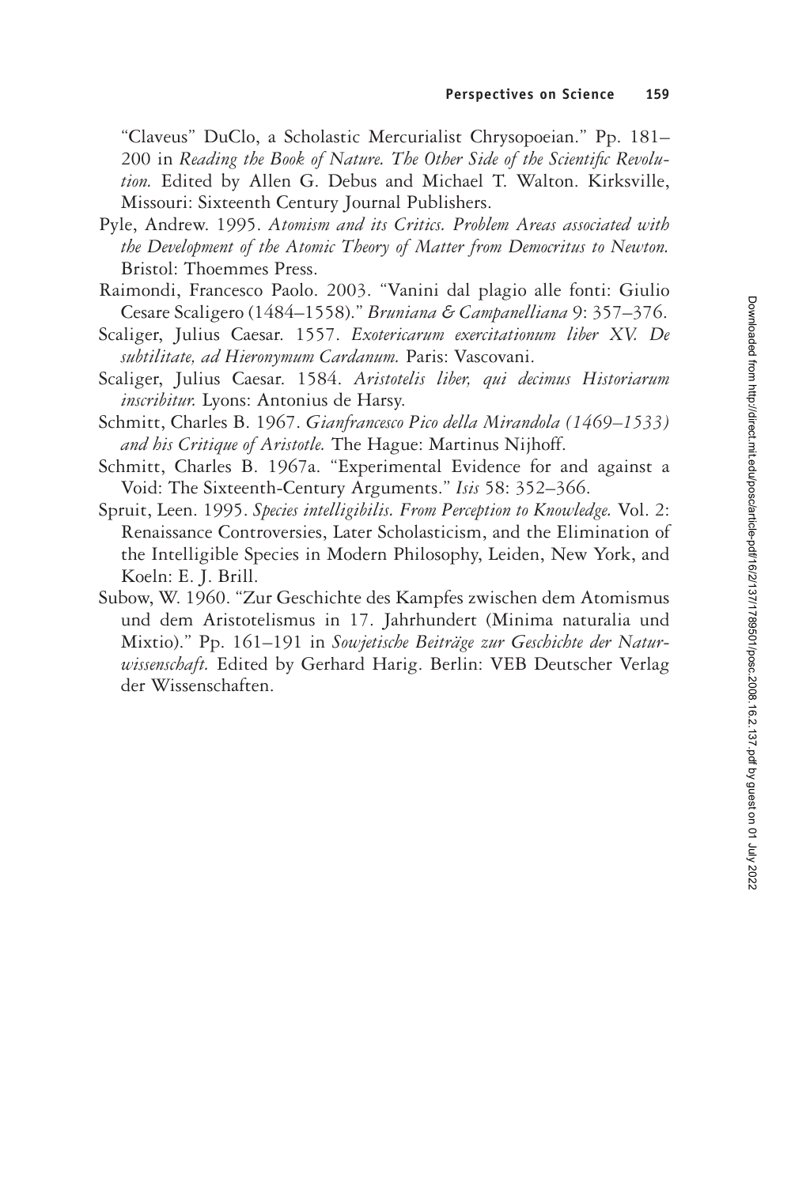"Claveus" DuClo, a Scholastic Mercurialist Chrysopoeian." Pp. 181–200 in *Reading the Book of Nature. The Other Side of the Scientific Revolution.* Edited by Allen G. Debus and Michael T. Walton. Kirksville, Missouri: Sixteenth Century Journal Publishers.

Pyle, Andrew. 1995. *Atomism and its Critics. Problem Areas associated with the Development of the Atomic Theory of Matter from Democritus to Newton.* Bristol: Thoemmes Press.

Raimondi, Francesco Paolo. 2003. "Vanini dal plagio alle fonti: Giulio Cesare Scaligero (1484–1558)." *Bruniana & Campanelliana* 9: 357–376.

Scaliger, Julius Caesar. 1557. *Exotericarum exercitationum liber XV. De subtilitate, ad Hieronymum Cardanum.* Paris: Vascovani.

Scaliger, Julius Caesar. 1584. *Aristotelis liber, qui decimus Historiarum inscribitur.* Lyons: Antonius de Harsy.

Schmitt, Charles B. 1967. *Gianfrancesco Pico della Mirandola (1469–1533) and his Critique of Aristotle.* The Hague: Martinus Nijhoff.

Schmitt, Charles B. 1967a. "Experimental Evidence for and against a Void: The Sixteenth-Century Arguments." *Isis* 58: 352–366.

Spruit, Leen. 1995. *Species intelligibilis. From Perception to Knowledge.* Vol. 2: Renaissance Controversies, Later Scholasticism, and the Elimination of the Intelligible Species in Modern Philosophy, Leiden, New York, and Koeln: E. J. Brill.

Subow, W. 1960. "Zur Geschichte des Kampfes zwischen dem Atomismus und dem Aristotelismus in 17. Jahrhundert (Minima naturalia und Mixtio)." Pp. 161–191 in *Sowjetische Beiträge zur Geschichte der Naturwissenschaft.* Edited by Gerhard Harig. Berlin: VEB Deutscher Verlag der Wissenschaften.